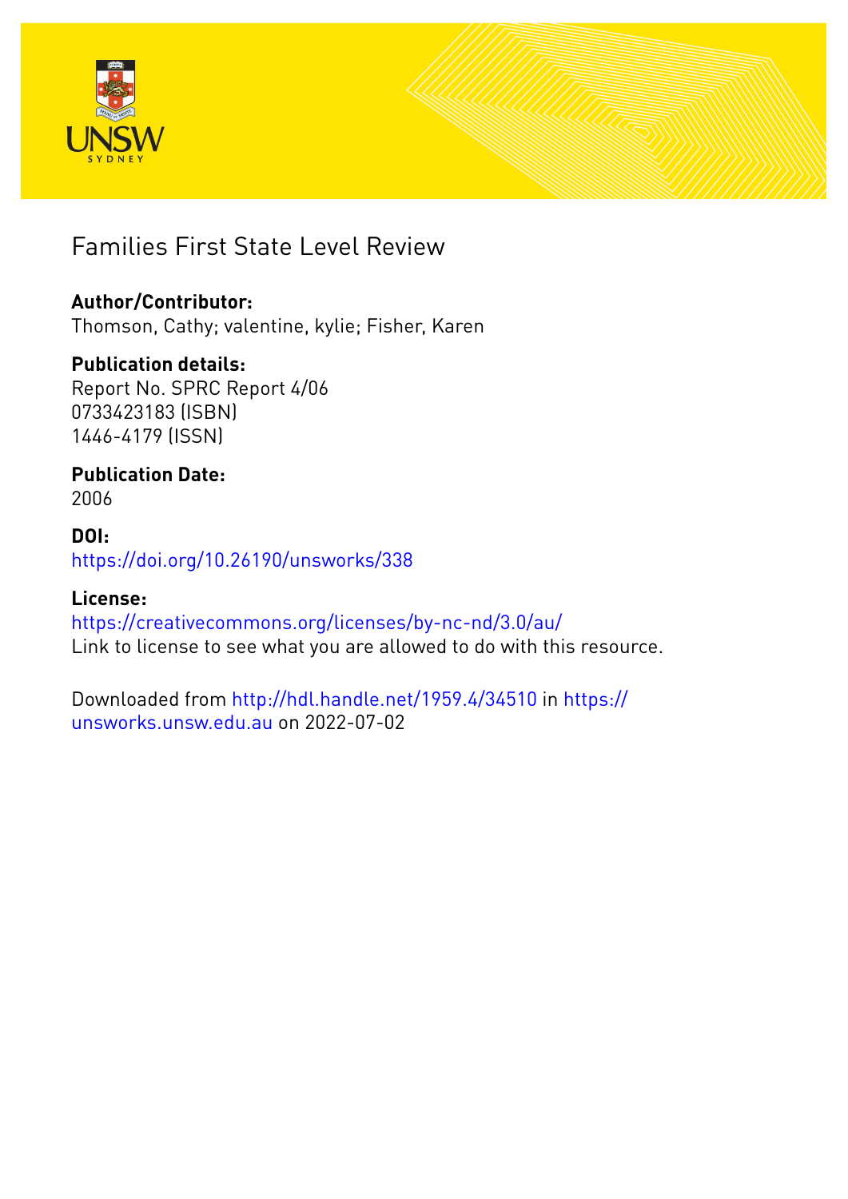# Families First State Level Review

**Author/Contributor:**
Thomson, Cathy; valentine, kylie; Fisher, Karen

**Publication details:**
Report No. SPRC Report 4/06
0733423183 (ISBN)
1446-4179 (ISSN)

**Publication Date:**
2006

**DOI:**
https://doi.org/10.26190/unsworks/338

**License:**
https://creativecommons.org/licenses/by-nc-nd/3.0/au/
Link to license to see what you are allowed to do with this resource.

Downloaded from http://hdl.handle.net/1959.4/34510 in https://unsworks.unsw.edu.au on 2022-07-02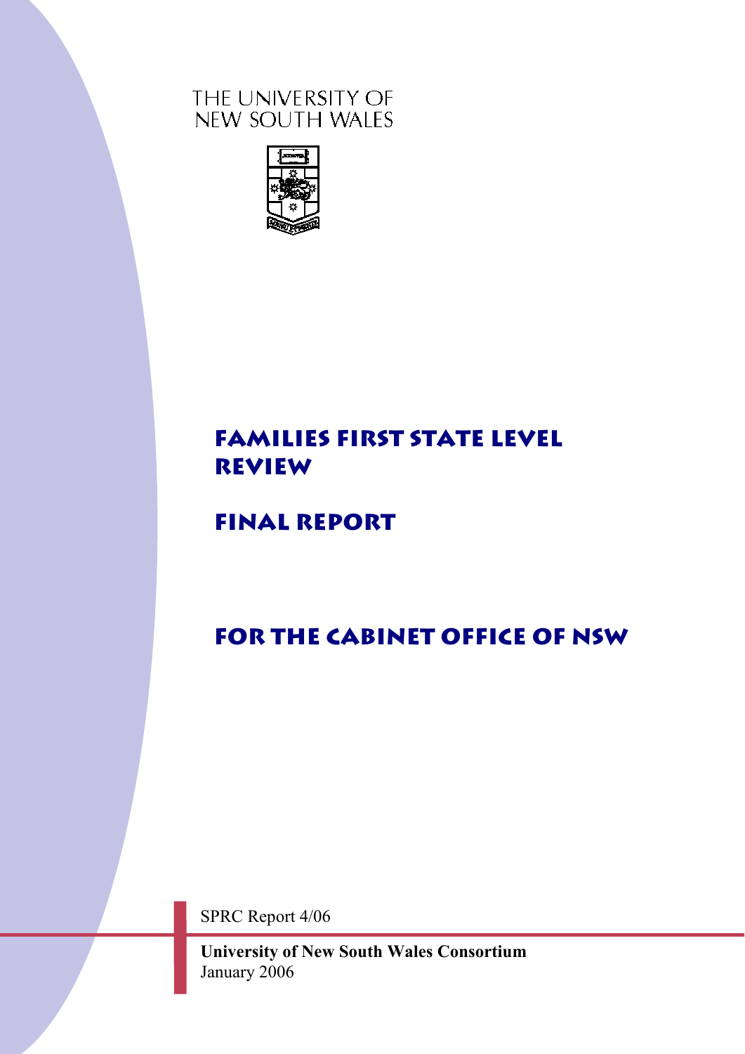THE UNIVERSITY OF NEW SOUTH WALES

# FAMILIES FIRST STATE LEVEL REVIEW

# FINAL REPORT

## FOR THE CABINET OFFICE OF NSW

SPRC Report 4/06

**University of New South Wales Consortium**
January 2006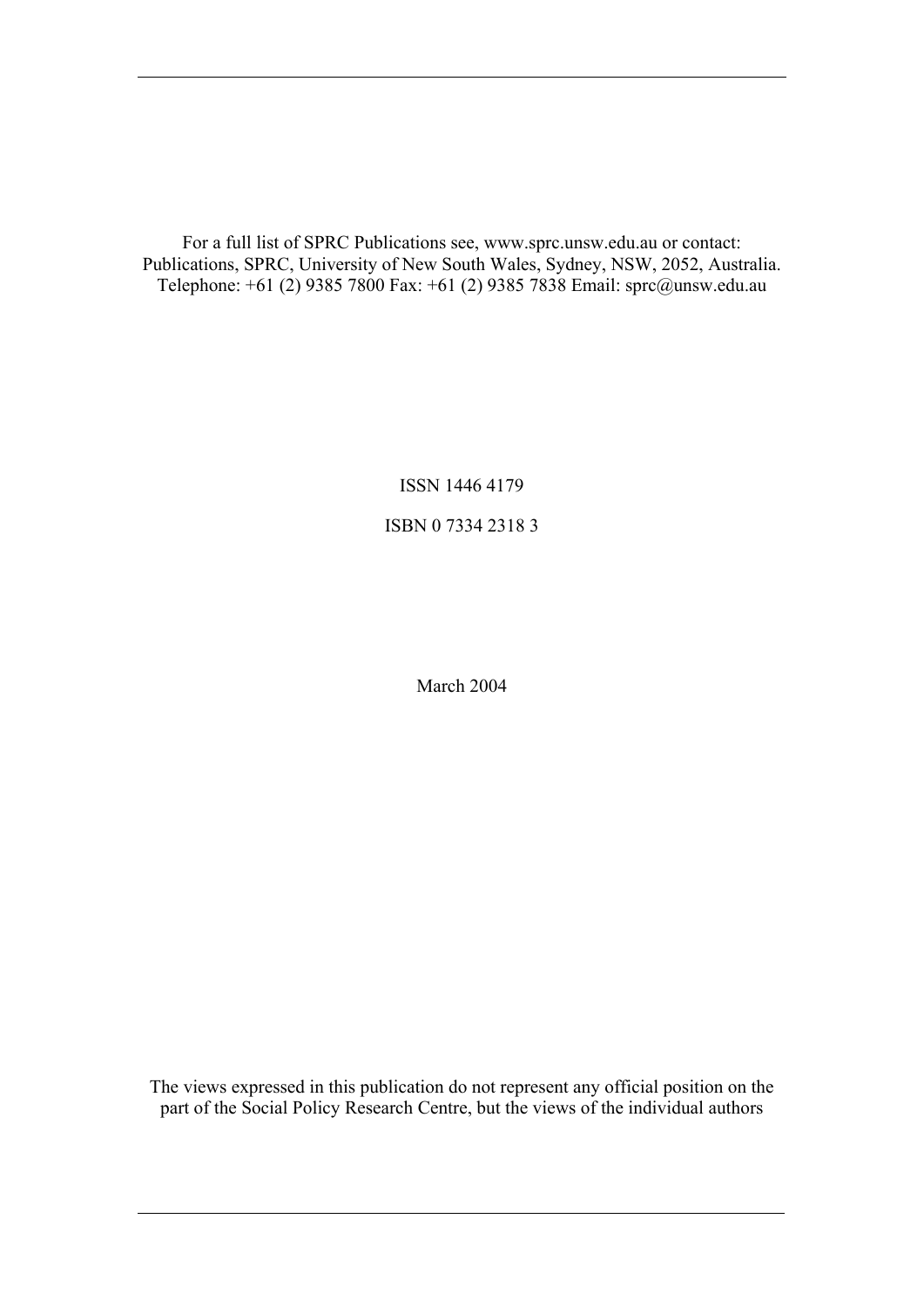For a full list of SPRC Publications see, www.sprc.unsw.edu.au or contact: Publications, SPRC, University of New South Wales, Sydney, NSW, 2052, Australia. Telephone: +61 (2) 9385 7800 Fax: +61 (2) 9385 7838 Email: sprc@unsw.edu.au

ISSN 1446 4179

ISBN 0 7334 2318 3

March 2004

The views expressed in this publication do not represent any official position on the part of the Social Policy Research Centre, but the views of the individual authors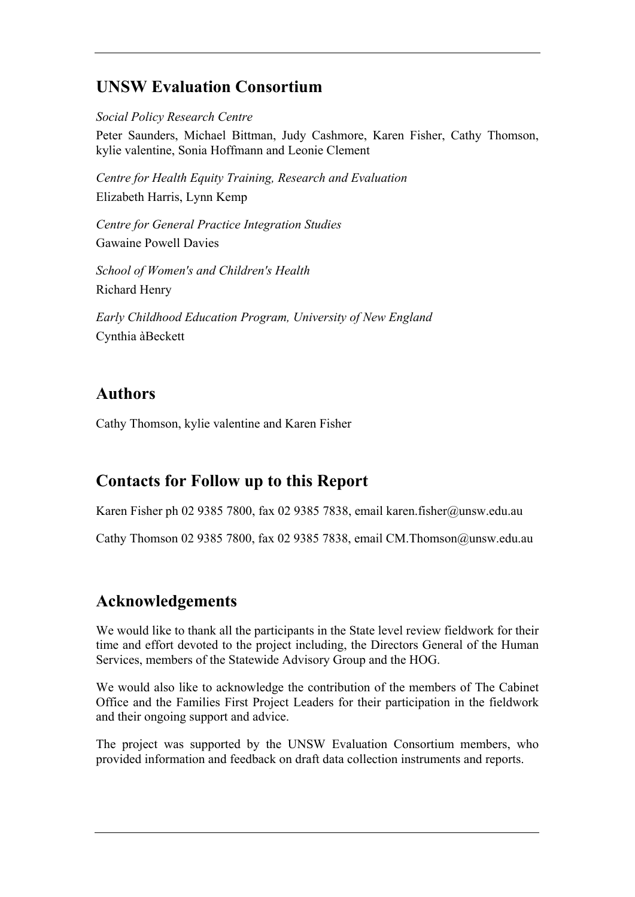## UNSW Evaluation Consortium

*Social Policy Research Centre*

Peter Saunders, Michael Bittman, Judy Cashmore, Karen Fisher, Cathy Thomson, kylie valentine, Sonia Hoffmann and Leonie Clement

*Centre for Health Equity Training, Research and Evaluation*

Elizabeth Harris, Lynn Kemp

*Centre for General Practice Integration Studies*

Gawaine Powell Davies

*School of Women's and Children's Health*

Richard Henry

*Early Childhood Education Program, University of New England*

Cynthia àBeckett

## Authors

Cathy Thomson, kylie valentine and Karen Fisher

## Contacts for Follow up to this Report

Karen Fisher ph 02 9385 7800, fax 02 9385 7838, email karen.fisher@unsw.edu.au

Cathy Thomson 02 9385 7800, fax 02 9385 7838, email CM.Thomson@unsw.edu.au

## Acknowledgements

We would like to thank all the participants in the State level review fieldwork for their time and effort devoted to the project including, the Directors General of the Human Services, members of the Statewide Advisory Group and the HOG.

We would also like to acknowledge the contribution of the members of The Cabinet Office and the Families First Project Leaders for their participation in the fieldwork and their ongoing support and advice.

The project was supported by the UNSW Evaluation Consortium members, who provided information and feedback on draft data collection instruments and reports.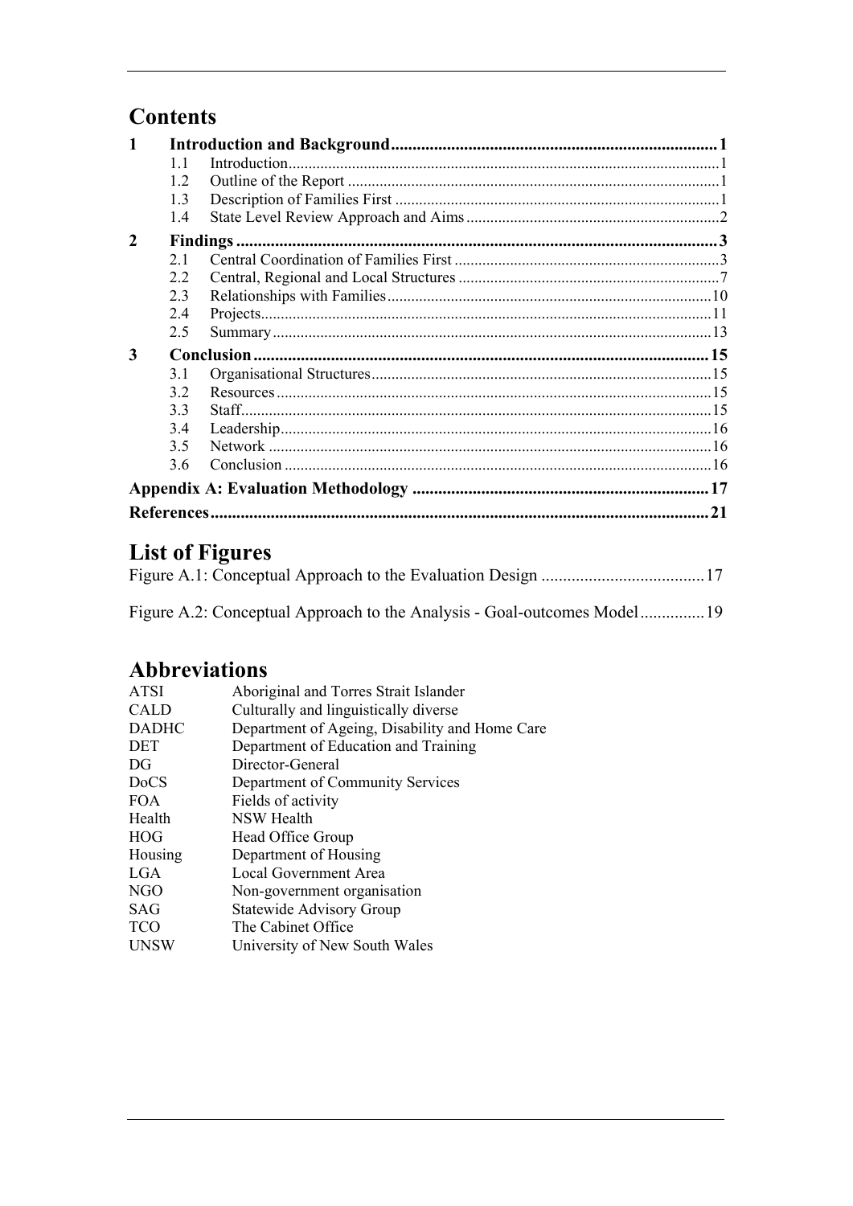# Contents

| | | |
|---|---|---|
| **1** | **Introduction and Background** | **1** |
| 1.1 | Introduction | 1 |
| 1.2 | Outline of the Report | 1 |
| 1.3 | Description of Families First | 1 |
| 1.4 | State Level Review Approach and Aims | 2 |
| **2** | **Findings** | **3** |
| 2.1 | Central Coordination of Families First | 3 |
| 2.2 | Central, Regional and Local Structures | 7 |
| 2.3 | Relationships with Families | 10 |
| 2.4 | Projects | 11 |
| 2.5 | Summary | 13 |
| **3** | **Conclusion** | **15** |
| 3.1 | Organisational Structures | 15 |
| 3.2 | Resources | 15 |
| 3.3 | Staff | 15 |
| 3.4 | Leadership | 16 |
| 3.5 | Network | 16 |
| 3.6 | Conclusion | 16 |
| | **Appendix A: Evaluation Methodology** | **17** |
| | **References** | **21** |

# List of Figures

Figure A.1: Conceptual Approach to the Evaluation Design ...... 17

Figure A.2: Conceptual Approach to the Analysis - Goal-outcomes Model ...... 19

# Abbreviations

| | |
|---|---|
| ATSI | Aboriginal and Torres Strait Islander |
| CALD | Culturally and linguistically diverse |
| DADHC | Department of Ageing, Disability and Home Care |
| DET | Department of Education and Training |
| DG | Director-General |
| DoCS | Department of Community Services |
| FOA | Fields of activity |
| Health | NSW Health |
| HOG | Head Office Group |
| Housing | Department of Housing |
| LGA | Local Government Area |
| NGO | Non-government organisation |
| SAG | Statewide Advisory Group |
| TCO | The Cabinet Office |
| UNSW | University of New South Wales |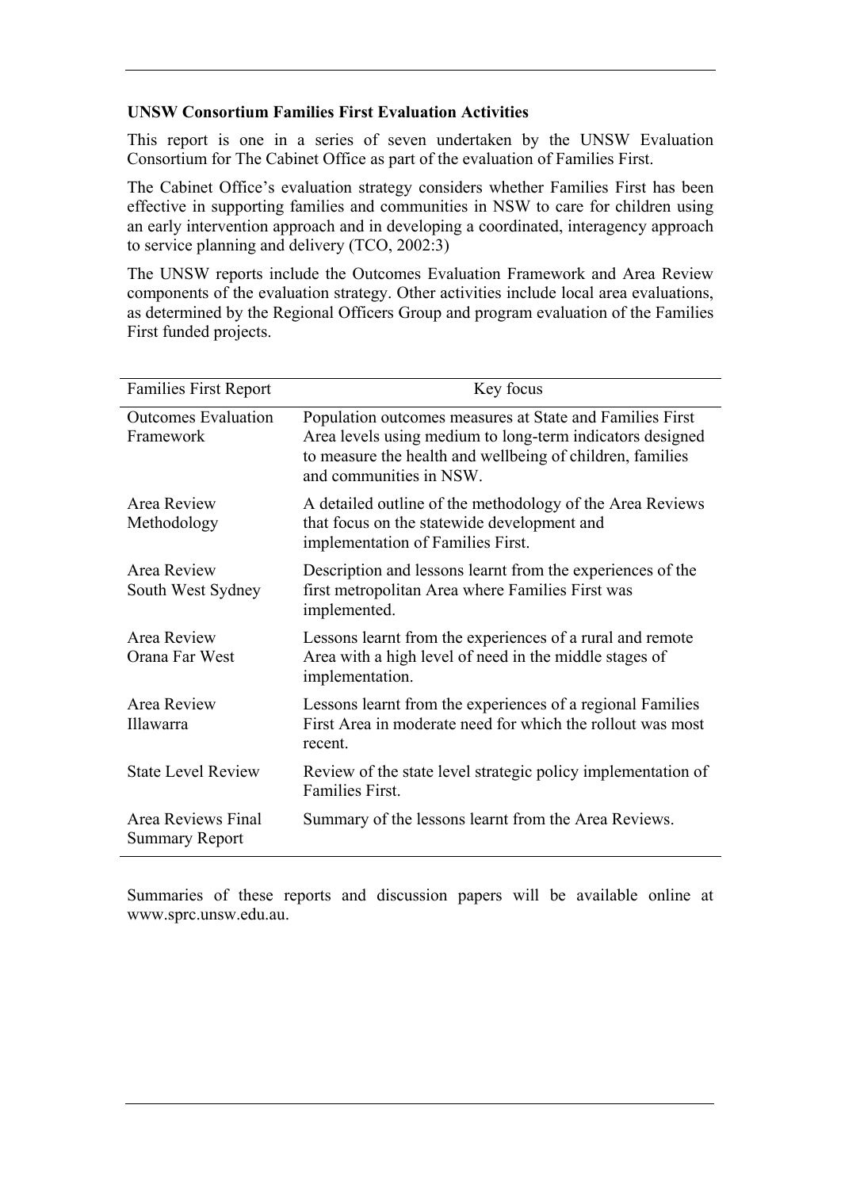**UNSW Consortium Families First Evaluation Activities**

This report is one in a series of seven undertaken by the UNSW Evaluation Consortium for The Cabinet Office as part of the evaluation of Families First.

The Cabinet Office's evaluation strategy considers whether Families First has been effective in supporting families and communities in NSW to care for children using an early intervention approach and in developing a coordinated, interagency approach to service planning and delivery (TCO, 2002:3)

The UNSW reports include the Outcomes Evaluation Framework and Area Review components of the evaluation strategy. Other activities include local area evaluations, as determined by the Regional Officers Group and program evaluation of the Families First funded projects.

| Families First Report | Key focus |
|---|---|
| Outcomes Evaluation Framework | Population outcomes measures at State and Families First Area levels using medium to long-term indicators designed to measure the health and wellbeing of children, families and communities in NSW. |
| Area Review Methodology | A detailed outline of the methodology of the Area Reviews that focus on the statewide development and implementation of Families First. |
| Area Review South West Sydney | Description and lessons learnt from the experiences of the first metropolitan Area where Families First was implemented. |
| Area Review Orana Far West | Lessons learnt from the experiences of a rural and remote Area with a high level of need in the middle stages of implementation. |
| Area Review Illawarra | Lessons learnt from the experiences of a regional Families First Area in moderate need for which the rollout was most recent. |
| State Level Review | Review of the state level strategic policy implementation of Families First. |
| Area Reviews Final Summary Report | Summary of the lessons learnt from the Area Reviews. |

Summaries of these reports and discussion papers will be available online at www.sprc.unsw.edu.au.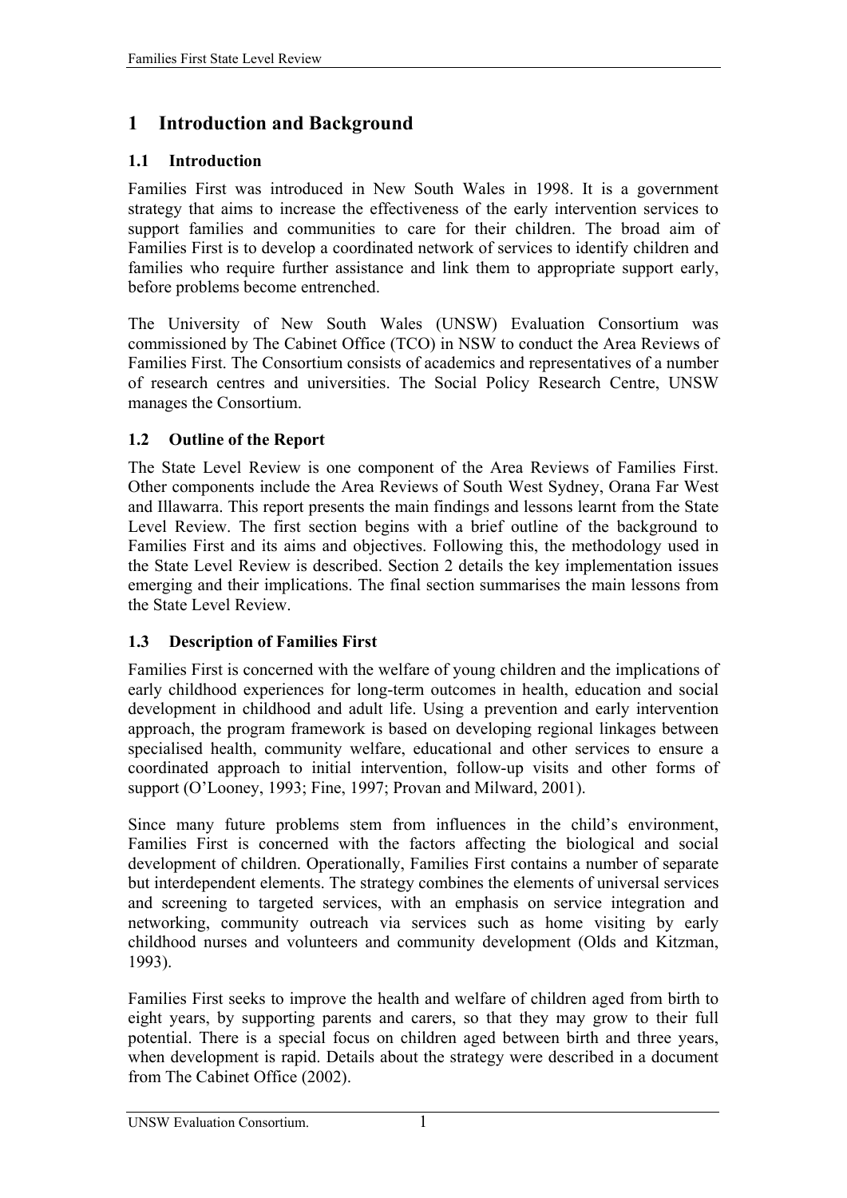# 1 Introduction and Background

## 1.1 Introduction

Families First was introduced in New South Wales in 1998. It is a government strategy that aims to increase the effectiveness of the early intervention services to support families and communities to care for their children. The broad aim of Families First is to develop a coordinated network of services to identify children and families who require further assistance and link them to appropriate support early, before problems become entrenched.

The University of New South Wales (UNSW) Evaluation Consortium was commissioned by The Cabinet Office (TCO) in NSW to conduct the Area Reviews of Families First. The Consortium consists of academics and representatives of a number of research centres and universities. The Social Policy Research Centre, UNSW manages the Consortium.

## 1.2 Outline of the Report

The State Level Review is one component of the Area Reviews of Families First. Other components include the Area Reviews of South West Sydney, Orana Far West and Illawarra. This report presents the main findings and lessons learnt from the State Level Review. The first section begins with a brief outline of the background to Families First and its aims and objectives. Following this, the methodology used in the State Level Review is described. Section 2 details the key implementation issues emerging and their implications. The final section summarises the main lessons from the State Level Review.

## 1.3 Description of Families First

Families First is concerned with the welfare of young children and the implications of early childhood experiences for long-term outcomes in health, education and social development in childhood and adult life. Using a prevention and early intervention approach, the program framework is based on developing regional linkages between specialised health, community welfare, educational and other services to ensure a coordinated approach to initial intervention, follow-up visits and other forms of support (O'Looney, 1993; Fine, 1997; Provan and Milward, 2001).

Since many future problems stem from influences in the child's environment, Families First is concerned with the factors affecting the biological and social development of children. Operationally, Families First contains a number of separate but interdependent elements. The strategy combines the elements of universal services and screening to targeted services, with an emphasis on service integration and networking, community outreach via services such as home visiting by early childhood nurses and volunteers and community development (Olds and Kitzman, 1993).

Families First seeks to improve the health and welfare of children aged from birth to eight years, by supporting parents and carers, so that they may grow to their full potential. There is a special focus on children aged between birth and three years, when development is rapid. Details about the strategy were described in a document from The Cabinet Office (2002).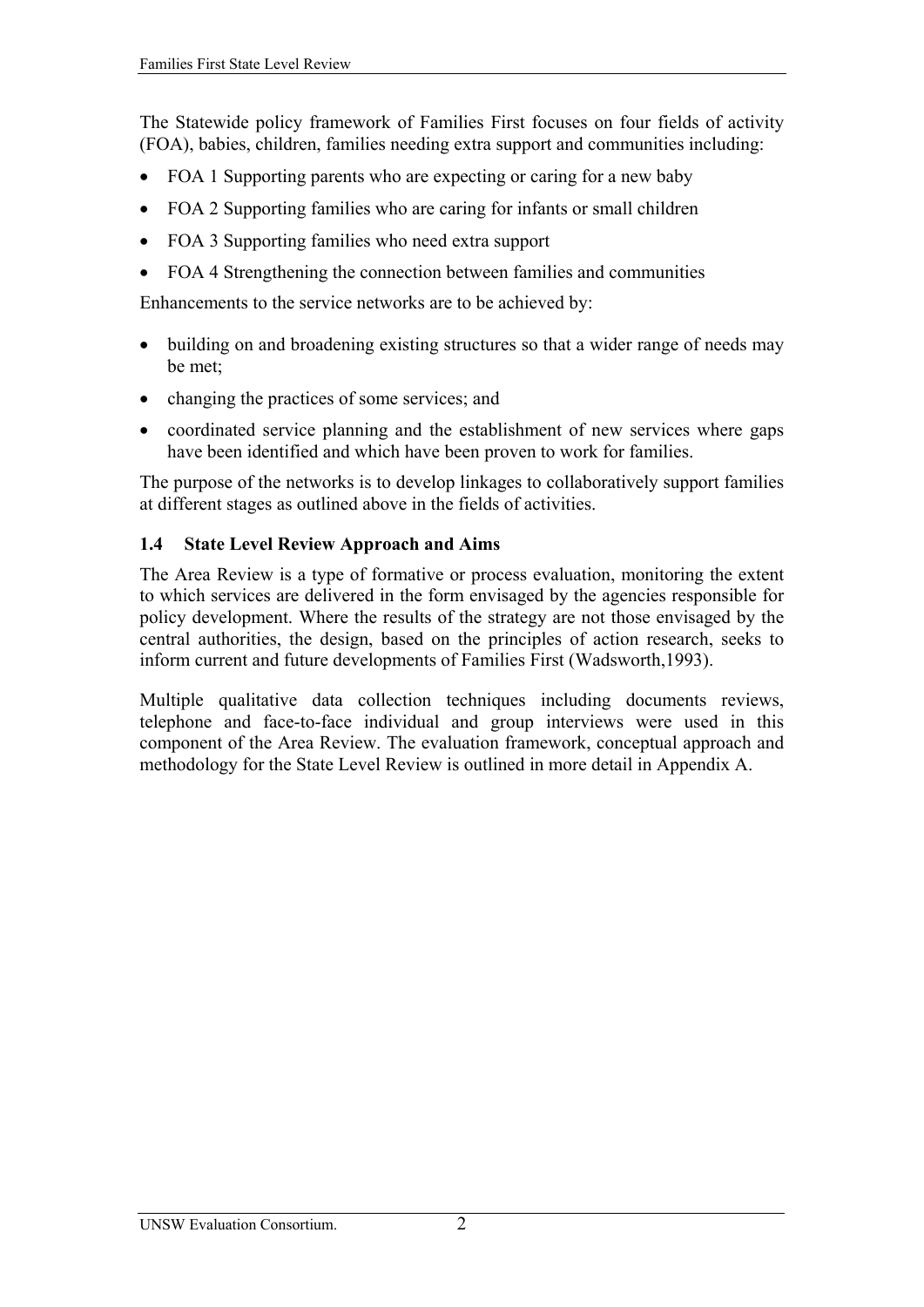The Statewide policy framework of Families First focuses on four fields of activity (FOA), babies, children, families needing extra support and communities including:

- FOA 1 Supporting parents who are expecting or caring for a new baby
- FOA 2 Supporting families who are caring for infants or small children
- FOA 3 Supporting families who need extra support
- FOA 4 Strengthening the connection between families and communities

Enhancements to the service networks are to be achieved by:

- building on and broadening existing structures so that a wider range of needs may be met;
- changing the practices of some services; and
- coordinated service planning and the establishment of new services where gaps have been identified and which have been proven to work for families.

The purpose of the networks is to develop linkages to collaboratively support families at different stages as outlined above in the fields of activities.

### 1.4 State Level Review Approach and Aims

The Area Review is a type of formative or process evaluation, monitoring the extent to which services are delivered in the form envisaged by the agencies responsible for policy development. Where the results of the strategy are not those envisaged by the central authorities, the design, based on the principles of action research, seeks to inform current and future developments of Families First (Wadsworth,1993).

Multiple qualitative data collection techniques including documents reviews, telephone and face-to-face individual and group interviews were used in this component of the Area Review. The evaluation framework, conceptual approach and methodology for the State Level Review is outlined in more detail in Appendix A.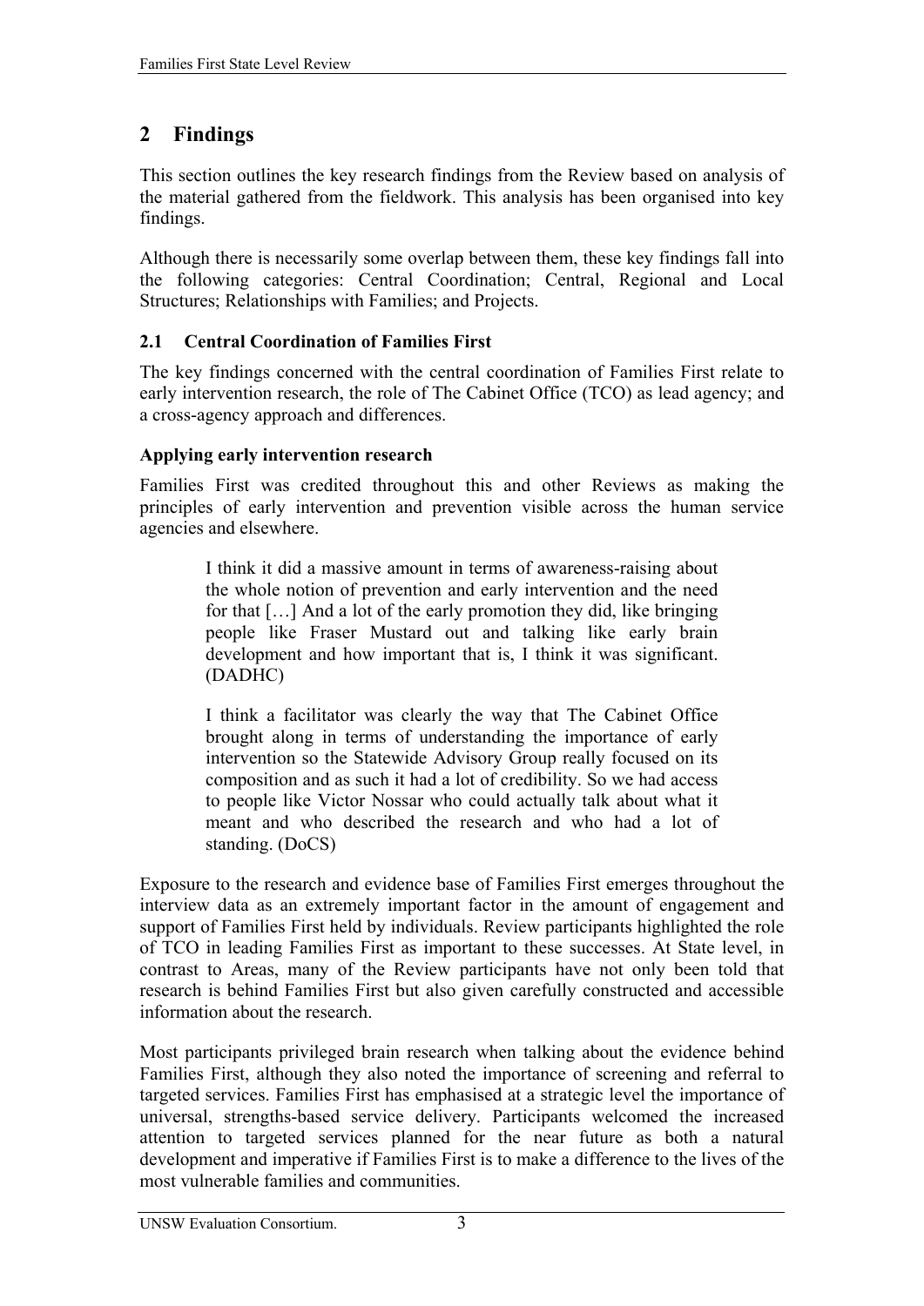## 2 Findings

This section outlines the key research findings from the Review based on analysis of the material gathered from the fieldwork. This analysis has been organised into key findings.

Although there is necessarily some overlap between them, these key findings fall into the following categories: Central Coordination; Central, Regional and Local Structures; Relationships with Families; and Projects.

### 2.1 Central Coordination of Families First

The key findings concerned with the central coordination of Families First relate to early intervention research, the role of The Cabinet Office (TCO) as lead agency; and a cross-agency approach and differences.

**Applying early intervention research**

Families First was credited throughout this and other Reviews as making the principles of early intervention and prevention visible across the human service agencies and elsewhere.

> I think it did a massive amount in terms of awareness-raising about the whole notion of prevention and early intervention and the need for that […] And a lot of the early promotion they did, like bringing people like Fraser Mustard out and talking like early brain development and how important that is, I think it was significant. (DADHC)

> I think a facilitator was clearly the way that The Cabinet Office brought along in terms of understanding the importance of early intervention so the Statewide Advisory Group really focused on its composition and as such it had a lot of credibility. So we had access to people like Victor Nossar who could actually talk about what it meant and who described the research and who had a lot of standing. (DoCS)

Exposure to the research and evidence base of Families First emerges throughout the interview data as an extremely important factor in the amount of engagement and support of Families First held by individuals. Review participants highlighted the role of TCO in leading Families First as important to these successes. At State level, in contrast to Areas, many of the Review participants have not only been told that research is behind Families First but also given carefully constructed and accessible information about the research.

Most participants privileged brain research when talking about the evidence behind Families First, although they also noted the importance of screening and referral to targeted services. Families First has emphasised at a strategic level the importance of universal, strengths-based service delivery. Participants welcomed the increased attention to targeted services planned for the near future as both a natural development and imperative if Families First is to make a difference to the lives of the most vulnerable families and communities.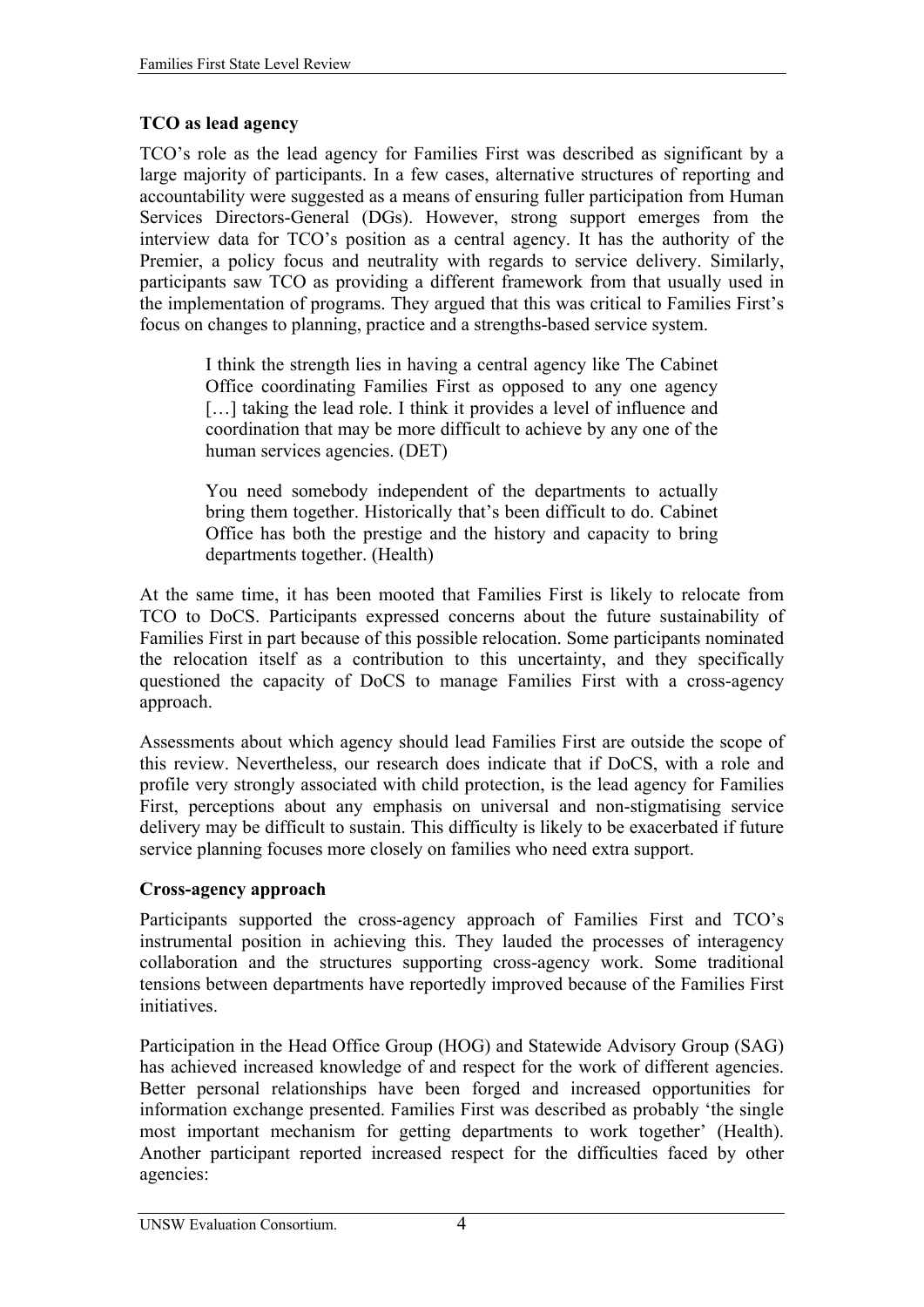### TCO as lead agency

TCO's role as the lead agency for Families First was described as significant by a large majority of participants. In a few cases, alternative structures of reporting and accountability were suggested as a means of ensuring fuller participation from Human Services Directors-General (DGs). However, strong support emerges from the interview data for TCO's position as a central agency. It has the authority of the Premier, a policy focus and neutrality with regards to service delivery. Similarly, participants saw TCO as providing a different framework from that usually used in the implementation of programs. They argued that this was critical to Families First's focus on changes to planning, practice and a strengths-based service system.

> I think the strength lies in having a central agency like The Cabinet Office coordinating Families First as opposed to any one agency […] taking the lead role. I think it provides a level of influence and coordination that may be more difficult to achieve by any one of the human services agencies. (DET)

> You need somebody independent of the departments to actually bring them together. Historically that's been difficult to do. Cabinet Office has both the prestige and the history and capacity to bring departments together. (Health)

At the same time, it has been mooted that Families First is likely to relocate from TCO to DoCS. Participants expressed concerns about the future sustainability of Families First in part because of this possible relocation. Some participants nominated the relocation itself as a contribution to this uncertainty, and they specifically questioned the capacity of DoCS to manage Families First with a cross-agency approach.

Assessments about which agency should lead Families First are outside the scope of this review. Nevertheless, our research does indicate that if DoCS, with a role and profile very strongly associated with child protection, is the lead agency for Families First, perceptions about any emphasis on universal and non-stigmatising service delivery may be difficult to sustain. This difficulty is likely to be exacerbated if future service planning focuses more closely on families who need extra support.

### Cross-agency approach

Participants supported the cross-agency approach of Families First and TCO's instrumental position in achieving this. They lauded the processes of interagency collaboration and the structures supporting cross-agency work. Some traditional tensions between departments have reportedly improved because of the Families First initiatives.

Participation in the Head Office Group (HOG) and Statewide Advisory Group (SAG) has achieved increased knowledge of and respect for the work of different agencies. Better personal relationships have been forged and increased opportunities for information exchange presented. Families First was described as probably 'the single most important mechanism for getting departments to work together' (Health). Another participant reported increased respect for the difficulties faced by other agencies: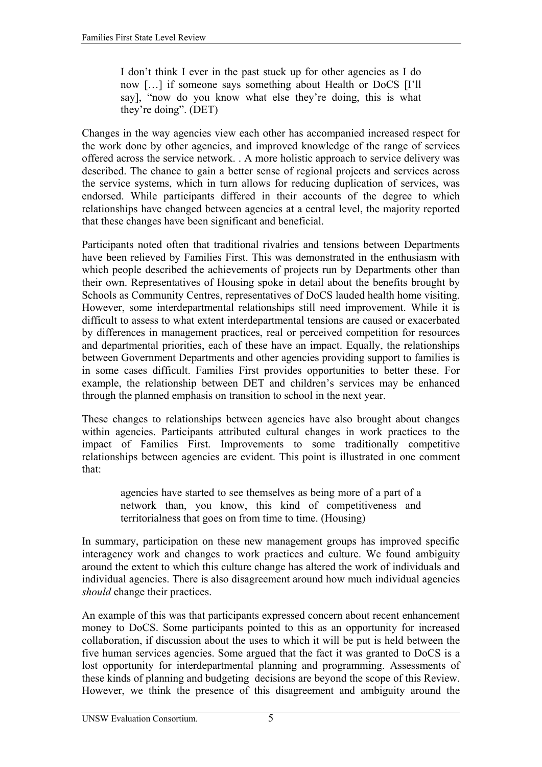> I don't think I ever in the past stuck up for other agencies as I do now […] if someone says something about Health or DoCS [I'll say], "now do you know what else they're doing, this is what they're doing". (DET)

Changes in the way agencies view each other has accompanied increased respect for the work done by other agencies, and improved knowledge of the range of services offered across the service network. . A more holistic approach to service delivery was described. The chance to gain a better sense of regional projects and services across the service systems, which in turn allows for reducing duplication of services, was endorsed. While participants differed in their accounts of the degree to which relationships have changed between agencies at a central level, the majority reported that these changes have been significant and beneficial.

Participants noted often that traditional rivalries and tensions between Departments have been relieved by Families First. This was demonstrated in the enthusiasm with which people described the achievements of projects run by Departments other than their own. Representatives of Housing spoke in detail about the benefits brought by Schools as Community Centres, representatives of DoCS lauded health home visiting. However, some interdepartmental relationships still need improvement. While it is difficult to assess to what extent interdepartmental tensions are caused or exacerbated by differences in management practices, real or perceived competition for resources and departmental priorities, each of these have an impact. Equally, the relationships between Government Departments and other agencies providing support to families is in some cases difficult. Families First provides opportunities to better these. For example, the relationship between DET and children's services may be enhanced through the planned emphasis on transition to school in the next year.

These changes to relationships between agencies have also brought about changes within agencies. Participants attributed cultural changes in work practices to the impact of Families First. Improvements to some traditionally competitive relationships between agencies are evident. This point is illustrated in one comment that:

> agencies have started to see themselves as being more of a part of a network than, you know, this kind of competitiveness and territorialness that goes on from time to time. (Housing)

In summary, participation on these new management groups has improved specific interagency work and changes to work practices and culture. We found ambiguity around the extent to which this culture change has altered the work of individuals and individual agencies. There is also disagreement around how much individual agencies *should* change their practices.

An example of this was that participants expressed concern about recent enhancement money to DoCS. Some participants pointed to this as an opportunity for increased collaboration, if discussion about the uses to which it will be put is held between the five human services agencies. Some argued that the fact it was granted to DoCS is a lost opportunity for interdepartmental planning and programming. Assessments of these kinds of planning and budgeting decisions are beyond the scope of this Review. However, we think the presence of this disagreement and ambiguity around the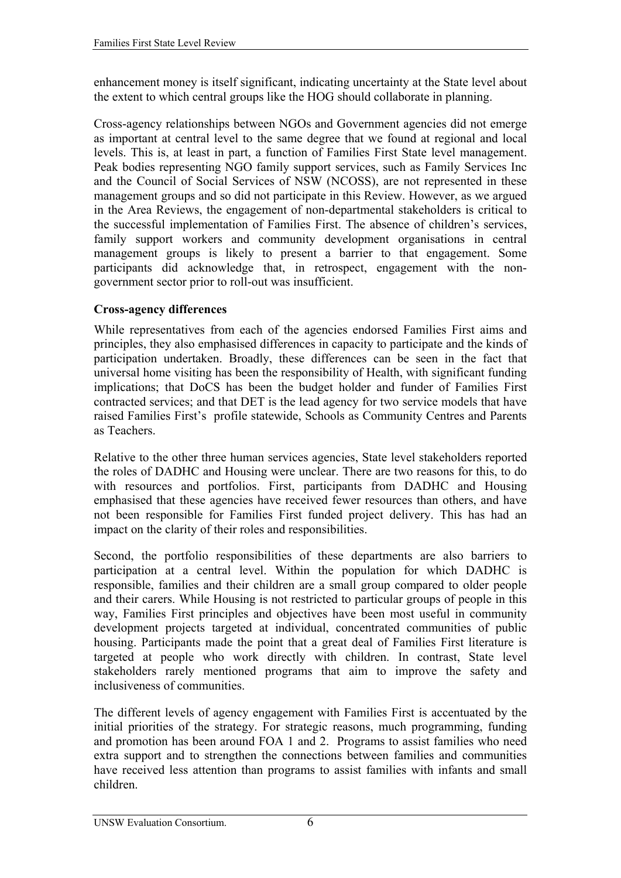enhancement money is itself significant, indicating uncertainty at the State level about the extent to which central groups like the HOG should collaborate in planning.

Cross-agency relationships between NGOs and Government agencies did not emerge as important at central level to the same degree that we found at regional and local levels. This is, at least in part, a function of Families First State level management. Peak bodies representing NGO family support services, such as Family Services Inc and the Council of Social Services of NSW (NCOSS), are not represented in these management groups and so did not participate in this Review. However, as we argued in the Area Reviews, the engagement of non-departmental stakeholders is critical to the successful implementation of Families First. The absence of children's services, family support workers and community development organisations in central management groups is likely to present a barrier to that engagement. Some participants did acknowledge that, in retrospect, engagement with the non-government sector prior to roll-out was insufficient.

**Cross-agency differences**

While representatives from each of the agencies endorsed Families First aims and principles, they also emphasised differences in capacity to participate and the kinds of participation undertaken. Broadly, these differences can be seen in the fact that universal home visiting has been the responsibility of Health, with significant funding implications; that DoCS has been the budget holder and funder of Families First contracted services; and that DET is the lead agency for two service models that have raised Families First's profile statewide, Schools as Community Centres and Parents as Teachers.

Relative to the other three human services agencies, State level stakeholders reported the roles of DADHC and Housing were unclear. There are two reasons for this, to do with resources and portfolios. First, participants from DADHC and Housing emphasised that these agencies have received fewer resources than others, and have not been responsible for Families First funded project delivery. This has had an impact on the clarity of their roles and responsibilities.

Second, the portfolio responsibilities of these departments are also barriers to participation at a central level. Within the population for which DADHC is responsible, families and their children are a small group compared to older people and their carers. While Housing is not restricted to particular groups of people in this way, Families First principles and objectives have been most useful in community development projects targeted at individual, concentrated communities of public housing. Participants made the point that a great deal of Families First literature is targeted at people who work directly with children. In contrast, State level stakeholders rarely mentioned programs that aim to improve the safety and inclusiveness of communities.

The different levels of agency engagement with Families First is accentuated by the initial priorities of the strategy. For strategic reasons, much programming, funding and promotion has been around FOA 1 and 2. Programs to assist families who need extra support and to strengthen the connections between families and communities have received less attention than programs to assist families with infants and small children.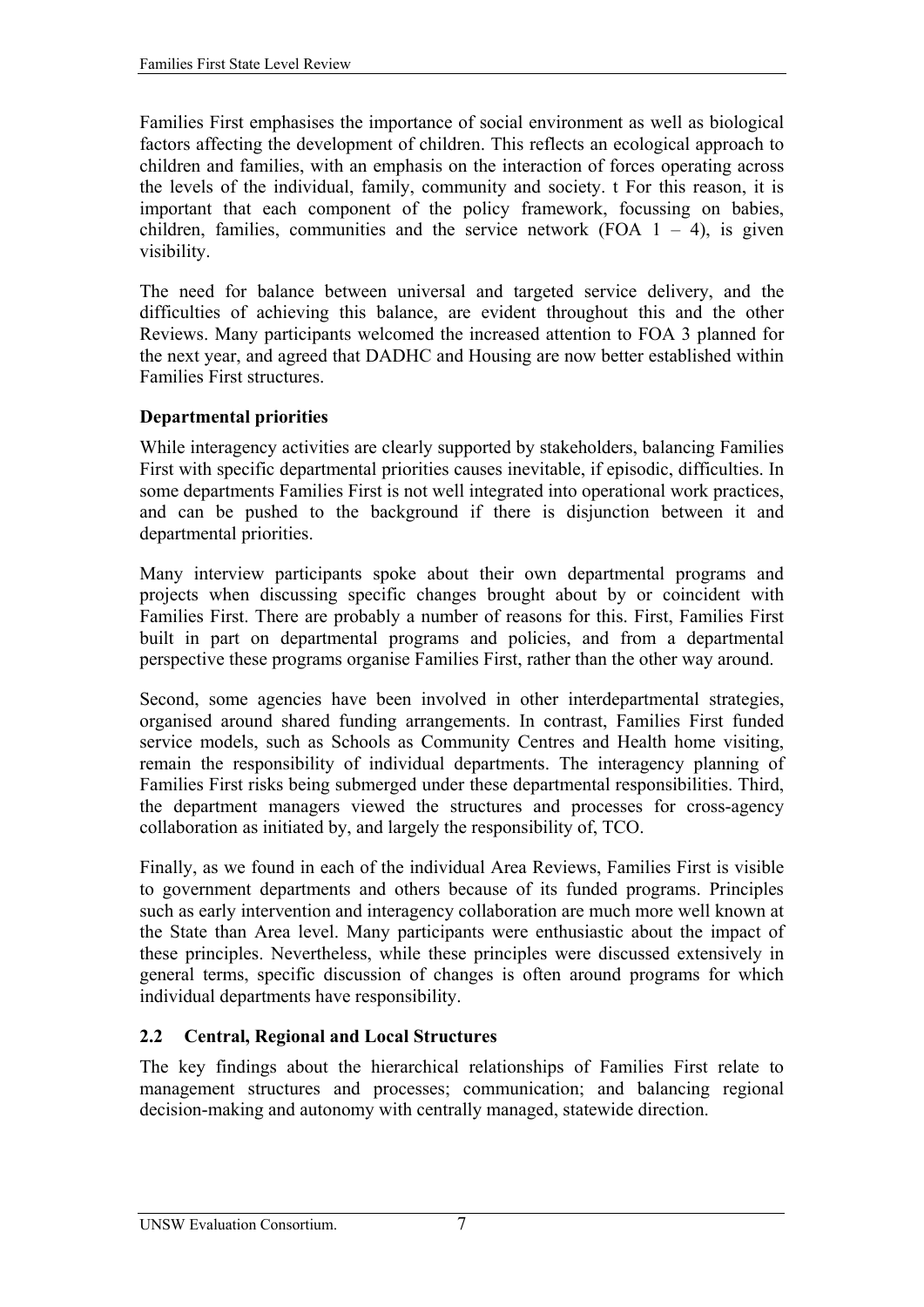Families First emphasises the importance of social environment as well as biological factors affecting the development of children. This reflects an ecological approach to children and families, with an emphasis on the interaction of forces operating across the levels of the individual, family, community and society. t For this reason, it is important that each component of the policy framework, focussing on babies, children, families, communities and the service network (FOA 1 – 4), is given visibility.

The need for balance between universal and targeted service delivery, and the difficulties of achieving this balance, are evident throughout this and the other Reviews. Many participants welcomed the increased attention to FOA 3 planned for the next year, and agreed that DADHC and Housing are now better established within Families First structures.

**Departmental priorities**

While interagency activities are clearly supported by stakeholders, balancing Families First with specific departmental priorities causes inevitable, if episodic, difficulties. In some departments Families First is not well integrated into operational work practices, and can be pushed to the background if there is disjunction between it and departmental priorities.

Many interview participants spoke about their own departmental programs and projects when discussing specific changes brought about by or coincident with Families First. There are probably a number of reasons for this. First, Families First built in part on departmental programs and policies, and from a departmental perspective these programs organise Families First, rather than the other way around.

Second, some agencies have been involved in other interdepartmental strategies, organised around shared funding arrangements. In contrast, Families First funded service models, such as Schools as Community Centres and Health home visiting, remain the responsibility of individual departments. The interagency planning of Families First risks being submerged under these departmental responsibilities. Third, the department managers viewed the structures and processes for cross-agency collaboration as initiated by, and largely the responsibility of, TCO.

Finally, as we found in each of the individual Area Reviews, Families First is visible to government departments and others because of its funded programs. Principles such as early intervention and interagency collaboration are much more well known at the State than Area level. Many participants were enthusiastic about the impact of these principles. Nevertheless, while these principles were discussed extensively in general terms, specific discussion of changes is often around programs for which individual departments have responsibility.

## 2.2 Central, Regional and Local Structures

The key findings about the hierarchical relationships of Families First relate to management structures and processes; communication; and balancing regional decision-making and autonomy with centrally managed, statewide direction.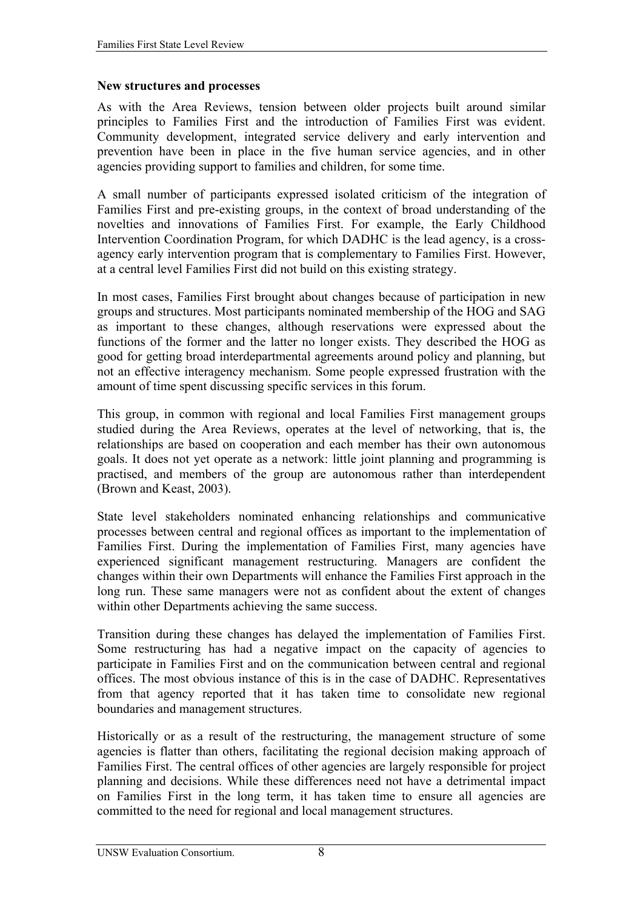**New structures and processes**

As with the Area Reviews, tension between older projects built around similar principles to Families First and the introduction of Families First was evident. Community development, integrated service delivery and early intervention and prevention have been in place in the five human service agencies, and in other agencies providing support to families and children, for some time.

A small number of participants expressed isolated criticism of the integration of Families First and pre-existing groups, in the context of broad understanding of the novelties and innovations of Families First. For example, the Early Childhood Intervention Coordination Program, for which DADHC is the lead agency, is a cross-agency early intervention program that is complementary to Families First. However, at a central level Families First did not build on this existing strategy.

In most cases, Families First brought about changes because of participation in new groups and structures. Most participants nominated membership of the HOG and SAG as important to these changes, although reservations were expressed about the functions of the former and the latter no longer exists. They described the HOG as good for getting broad interdepartmental agreements around policy and planning, but not an effective interagency mechanism. Some people expressed frustration with the amount of time spent discussing specific services in this forum.

This group, in common with regional and local Families First management groups studied during the Area Reviews, operates at the level of networking, that is, the relationships are based on cooperation and each member has their own autonomous goals. It does not yet operate as a network: little joint planning and programming is practised, and members of the group are autonomous rather than interdependent (Brown and Keast, 2003).

State level stakeholders nominated enhancing relationships and communicative processes between central and regional offices as important to the implementation of Families First. During the implementation of Families First, many agencies have experienced significant management restructuring. Managers are confident the changes within their own Departments will enhance the Families First approach in the long run. These same managers were not as confident about the extent of changes within other Departments achieving the same success.

Transition during these changes has delayed the implementation of Families First. Some restructuring has had a negative impact on the capacity of agencies to participate in Families First and on the communication between central and regional offices. The most obvious instance of this is in the case of DADHC. Representatives from that agency reported that it has taken time to consolidate new regional boundaries and management structures.

Historically or as a result of the restructuring, the management structure of some agencies is flatter than others, facilitating the regional decision making approach of Families First. The central offices of other agencies are largely responsible for project planning and decisions. While these differences need not have a detrimental impact on Families First in the long term, it has taken time to ensure all agencies are committed to the need for regional and local management structures.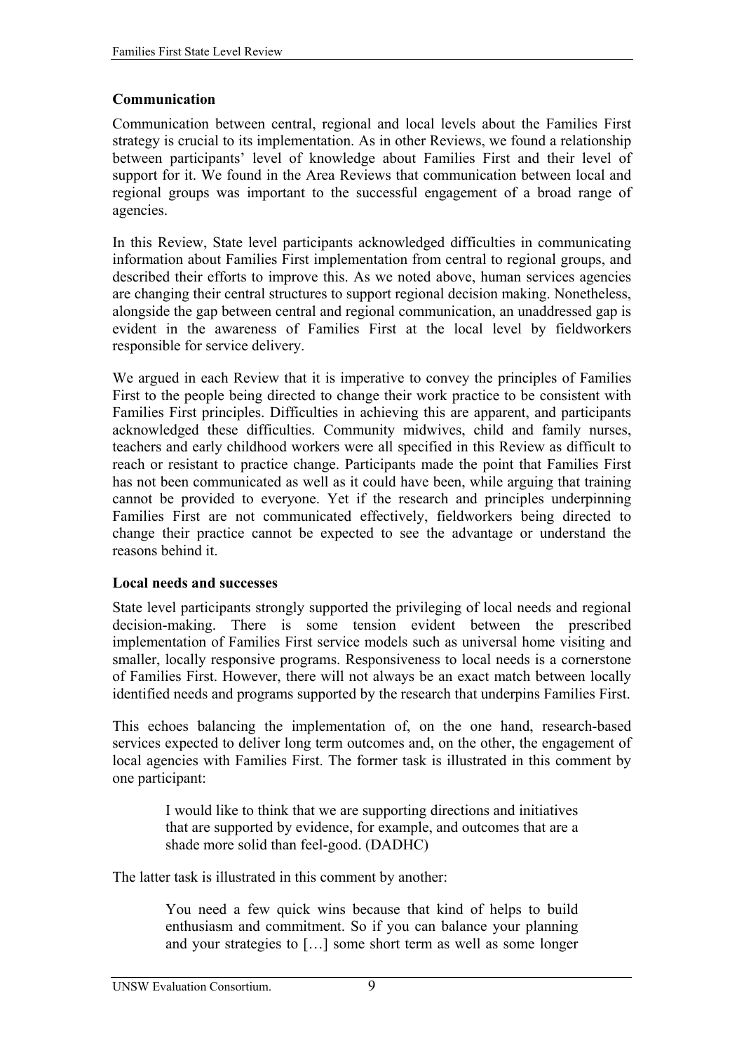**Communication**

Communication between central, regional and local levels about the Families First strategy is crucial to its implementation. As in other Reviews, we found a relationship between participants' level of knowledge about Families First and their level of support for it. We found in the Area Reviews that communication between local and regional groups was important to the successful engagement of a broad range of agencies.

In this Review, State level participants acknowledged difficulties in communicating information about Families First implementation from central to regional groups, and described their efforts to improve this. As we noted above, human services agencies are changing their central structures to support regional decision making. Nonetheless, alongside the gap between central and regional communication, an unaddressed gap is evident in the awareness of Families First at the local level by fieldworkers responsible for service delivery.

We argued in each Review that it is imperative to convey the principles of Families First to the people being directed to change their work practice to be consistent with Families First principles. Difficulties in achieving this are apparent, and participants acknowledged these difficulties. Community midwives, child and family nurses, teachers and early childhood workers were all specified in this Review as difficult to reach or resistant to practice change. Participants made the point that Families First has not been communicated as well as it could have been, while arguing that training cannot be provided to everyone. Yet if the research and principles underpinning Families First are not communicated effectively, fieldworkers being directed to change their practice cannot be expected to see the advantage or understand the reasons behind it.

**Local needs and successes**

State level participants strongly supported the privileging of local needs and regional decision-making. There is some tension evident between the prescribed implementation of Families First service models such as universal home visiting and smaller, locally responsive programs. Responsiveness to local needs is a cornerstone of Families First. However, there will not always be an exact match between locally identified needs and programs supported by the research that underpins Families First.

This echoes balancing the implementation of, on the one hand, research-based services expected to deliver long term outcomes and, on the other, the engagement of local agencies with Families First. The former task is illustrated in this comment by one participant:

> I would like to think that we are supporting directions and initiatives that are supported by evidence, for example, and outcomes that are a shade more solid than feel-good. (DADHC)

The latter task is illustrated in this comment by another:

> You need a few quick wins because that kind of helps to build enthusiasm and commitment. So if you can balance your planning and your strategies to […] some short term as well as some longer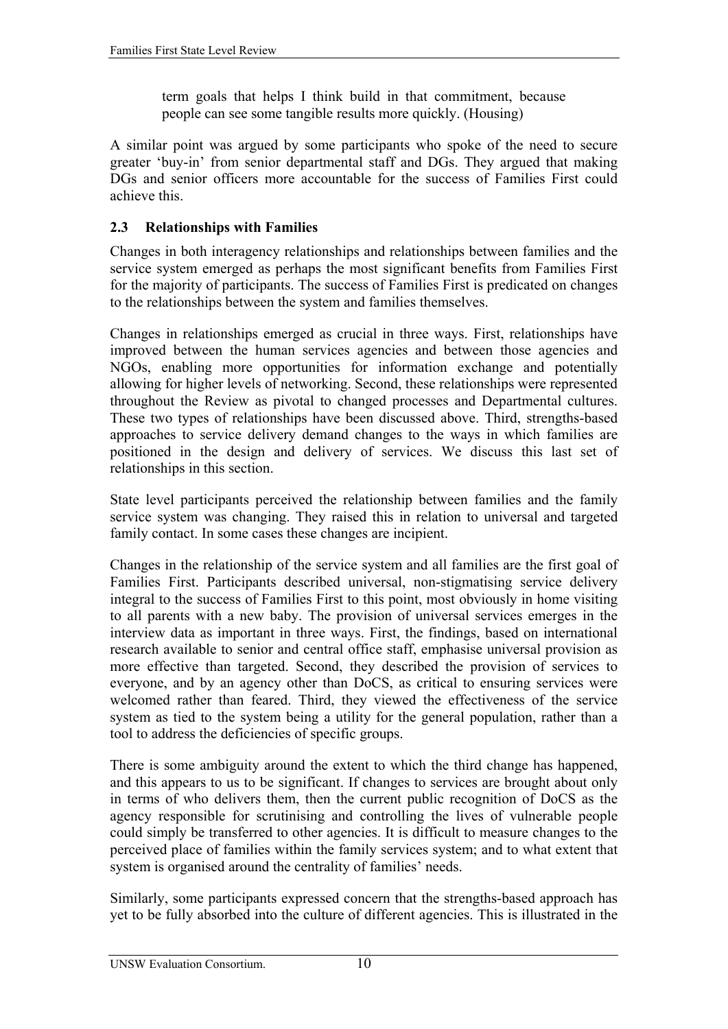> term goals that helps I think build in that commitment, because people can see some tangible results more quickly. (Housing)

A similar point was argued by some participants who spoke of the need to secure greater 'buy-in' from senior departmental staff and DGs. They argued that making DGs and senior officers more accountable for the success of Families First could achieve this.

### 2.3 Relationships with Families

Changes in both interagency relationships and relationships between families and the service system emerged as perhaps the most significant benefits from Families First for the majority of participants. The success of Families First is predicated on changes to the relationships between the system and families themselves.

Changes in relationships emerged as crucial in three ways. First, relationships have improved between the human services agencies and between those agencies and NGOs, enabling more opportunities for information exchange and potentially allowing for higher levels of networking. Second, these relationships were represented throughout the Review as pivotal to changed processes and Departmental cultures. These two types of relationships have been discussed above. Third, strengths-based approaches to service delivery demand changes to the ways in which families are positioned in the design and delivery of services. We discuss this last set of relationships in this section.

State level participants perceived the relationship between families and the family service system was changing. They raised this in relation to universal and targeted family contact. In some cases these changes are incipient.

Changes in the relationship of the service system and all families are the first goal of Families First. Participants described universal, non-stigmatising service delivery integral to the success of Families First to this point, most obviously in home visiting to all parents with a new baby. The provision of universal services emerges in the interview data as important in three ways. First, the findings, based on international research available to senior and central office staff, emphasise universal provision as more effective than targeted. Second, they described the provision of services to everyone, and by an agency other than DoCS, as critical to ensuring services were welcomed rather than feared. Third, they viewed the effectiveness of the service system as tied to the system being a utility for the general population, rather than a tool to address the deficiencies of specific groups.

There is some ambiguity around the extent to which the third change has happened, and this appears to us to be significant. If changes to services are brought about only in terms of who delivers them, then the current public recognition of DoCS as the agency responsible for scrutinising and controlling the lives of vulnerable people could simply be transferred to other agencies. It is difficult to measure changes to the perceived place of families within the family services system; and to what extent that system is organised around the centrality of families' needs.

Similarly, some participants expressed concern that the strengths-based approach has yet to be fully absorbed into the culture of different agencies. This is illustrated in the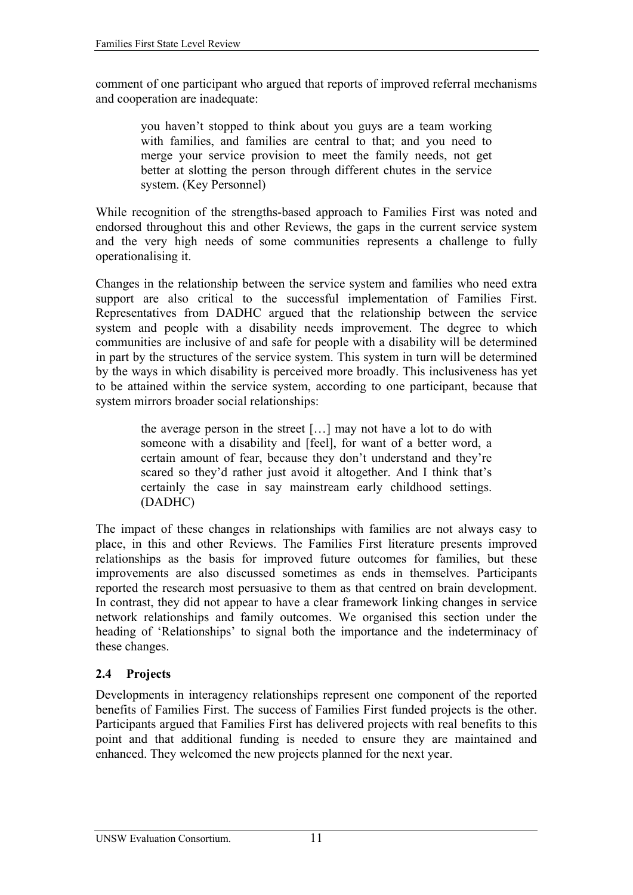comment of one participant who argued that reports of improved referral mechanisms and cooperation are inadequate:

> you haven't stopped to think about you guys are a team working with families, and families are central to that; and you need to merge your service provision to meet the family needs, not get better at slotting the person through different chutes in the service system. (Key Personnel)

While recognition of the strengths-based approach to Families First was noted and endorsed throughout this and other Reviews, the gaps in the current service system and the very high needs of some communities represents a challenge to fully operationalising it.

Changes in the relationship between the service system and families who need extra support are also critical to the successful implementation of Families First. Representatives from DADHC argued that the relationship between the service system and people with a disability needs improvement. The degree to which communities are inclusive of and safe for people with a disability will be determined in part by the structures of the service system. This system in turn will be determined by the ways in which disability is perceived more broadly. This inclusiveness has yet to be attained within the service system, according to one participant, because that system mirrors broader social relationships:

> the average person in the street […] may not have a lot to do with someone with a disability and [feel], for want of a better word, a certain amount of fear, because they don't understand and they're scared so they'd rather just avoid it altogether. And I think that's certainly the case in say mainstream early childhood settings. (DADHC)

The impact of these changes in relationships with families are not always easy to place, in this and other Reviews. The Families First literature presents improved relationships as the basis for improved future outcomes for families, but these improvements are also discussed sometimes as ends in themselves. Participants reported the research most persuasive to them as that centred on brain development. In contrast, they did not appear to have a clear framework linking changes in service network relationships and family outcomes. We organised this section under the heading of 'Relationships' to signal both the importance and the indeterminacy of these changes.

## 2.4 Projects

Developments in interagency relationships represent one component of the reported benefits of Families First. The success of Families First funded projects is the other. Participants argued that Families First has delivered projects with real benefits to this point and that additional funding is needed to ensure they are maintained and enhanced. They welcomed the new projects planned for the next year.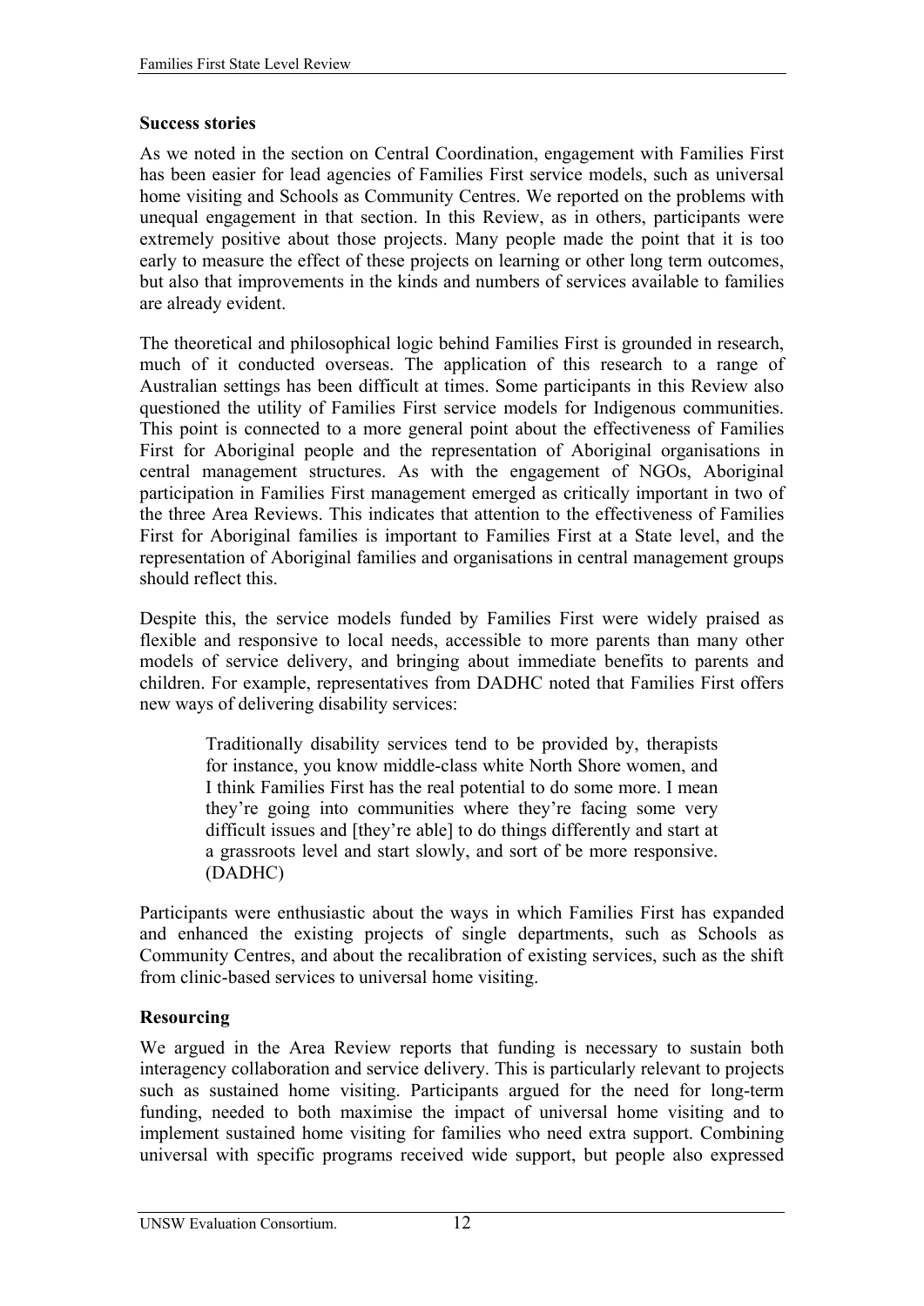**Success stories**

As we noted in the section on Central Coordination, engagement with Families First has been easier for lead agencies of Families First service models, such as universal home visiting and Schools as Community Centres. We reported on the problems with unequal engagement in that section. In this Review, as in others, participants were extremely positive about those projects. Many people made the point that it is too early to measure the effect of these projects on learning or other long term outcomes, but also that improvements in the kinds and numbers of services available to families are already evident.

The theoretical and philosophical logic behind Families First is grounded in research, much of it conducted overseas. The application of this research to a range of Australian settings has been difficult at times. Some participants in this Review also questioned the utility of Families First service models for Indigenous communities. This point is connected to a more general point about the effectiveness of Families First for Aboriginal people and the representation of Aboriginal organisations in central management structures. As with the engagement of NGOs, Aboriginal participation in Families First management emerged as critically important in two of the three Area Reviews. This indicates that attention to the effectiveness of Families First for Aboriginal families is important to Families First at a State level, and the representation of Aboriginal families and organisations in central management groups should reflect this.

Despite this, the service models funded by Families First were widely praised as flexible and responsive to local needs, accessible to more parents than many other models of service delivery, and bringing about immediate benefits to parents and children. For example, representatives from DADHC noted that Families First offers new ways of delivering disability services:

> Traditionally disability services tend to be provided by, therapists for instance, you know middle-class white North Shore women, and I think Families First has the real potential to do some more. I mean they're going into communities where they're facing some very difficult issues and [they're able] to do things differently and start at a grassroots level and start slowly, and sort of be more responsive. (DADHC)

Participants were enthusiastic about the ways in which Families First has expanded and enhanced the existing projects of single departments, such as Schools as Community Centres, and about the recalibration of existing services, such as the shift from clinic-based services to universal home visiting.

**Resourcing**

We argued in the Area Review reports that funding is necessary to sustain both interagency collaboration and service delivery. This is particularly relevant to projects such as sustained home visiting. Participants argued for the need for long-term funding, needed to both maximise the impact of universal home visiting and to implement sustained home visiting for families who need extra support. Combining universal with specific programs received wide support, but people also expressed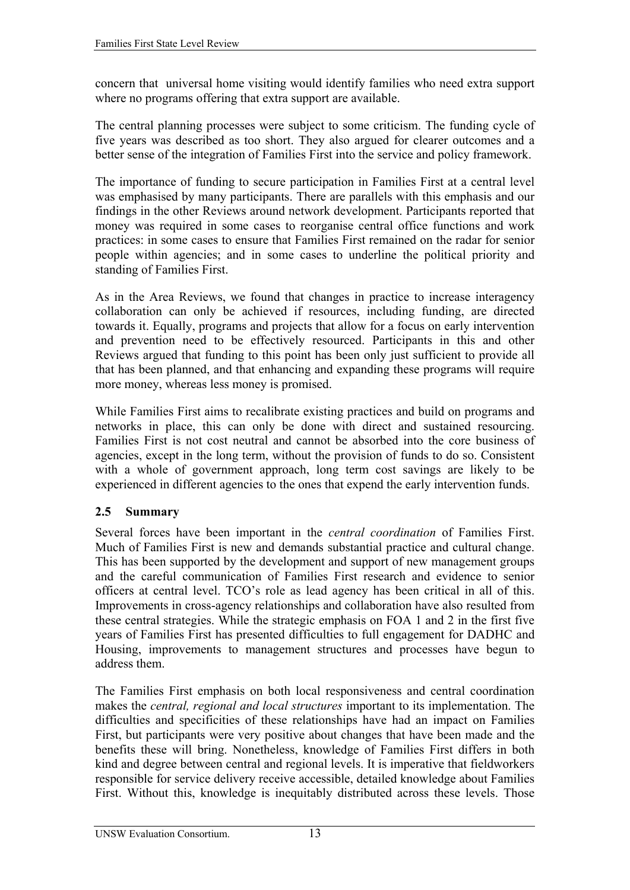concern that universal home visiting would identify families who need extra support where no programs offering that extra support are available.

The central planning processes were subject to some criticism. The funding cycle of five years was described as too short. They also argued for clearer outcomes and a better sense of the integration of Families First into the service and policy framework.

The importance of funding to secure participation in Families First at a central level was emphasised by many participants. There are parallels with this emphasis and our findings in the other Reviews around network development. Participants reported that money was required in some cases to reorganise central office functions and work practices: in some cases to ensure that Families First remained on the radar for senior people within agencies; and in some cases to underline the political priority and standing of Families First.

As in the Area Reviews, we found that changes in practice to increase interagency collaboration can only be achieved if resources, including funding, are directed towards it. Equally, programs and projects that allow for a focus on early intervention and prevention need to be effectively resourced. Participants in this and other Reviews argued that funding to this point has been only just sufficient to provide all that has been planned, and that enhancing and expanding these programs will require more money, whereas less money is promised.

While Families First aims to recalibrate existing practices and build on programs and networks in place, this can only be done with direct and sustained resourcing. Families First is not cost neutral and cannot be absorbed into the core business of agencies, except in the long term, without the provision of funds to do so. Consistent with a whole of government approach, long term cost savings are likely to be experienced in different agencies to the ones that expend the early intervention funds.

## 2.5 Summary

Several forces have been important in the *central coordination* of Families First. Much of Families First is new and demands substantial practice and cultural change. This has been supported by the development and support of new management groups and the careful communication of Families First research and evidence to senior officers at central level. TCO's role as lead agency has been critical in all of this. Improvements in cross-agency relationships and collaboration have also resulted from these central strategies. While the strategic emphasis on FOA 1 and 2 in the first five years of Families First has presented difficulties to full engagement for DADHC and Housing, improvements to management structures and processes have begun to address them.

The Families First emphasis on both local responsiveness and central coordination makes the *central, regional and local structures* important to its implementation. The difficulties and specificities of these relationships have had an impact on Families First, but participants were very positive about changes that have been made and the benefits these will bring. Nonetheless, knowledge of Families First differs in both kind and degree between central and regional levels. It is imperative that fieldworkers responsible for service delivery receive accessible, detailed knowledge about Families First. Without this, knowledge is inequitably distributed across these levels. Those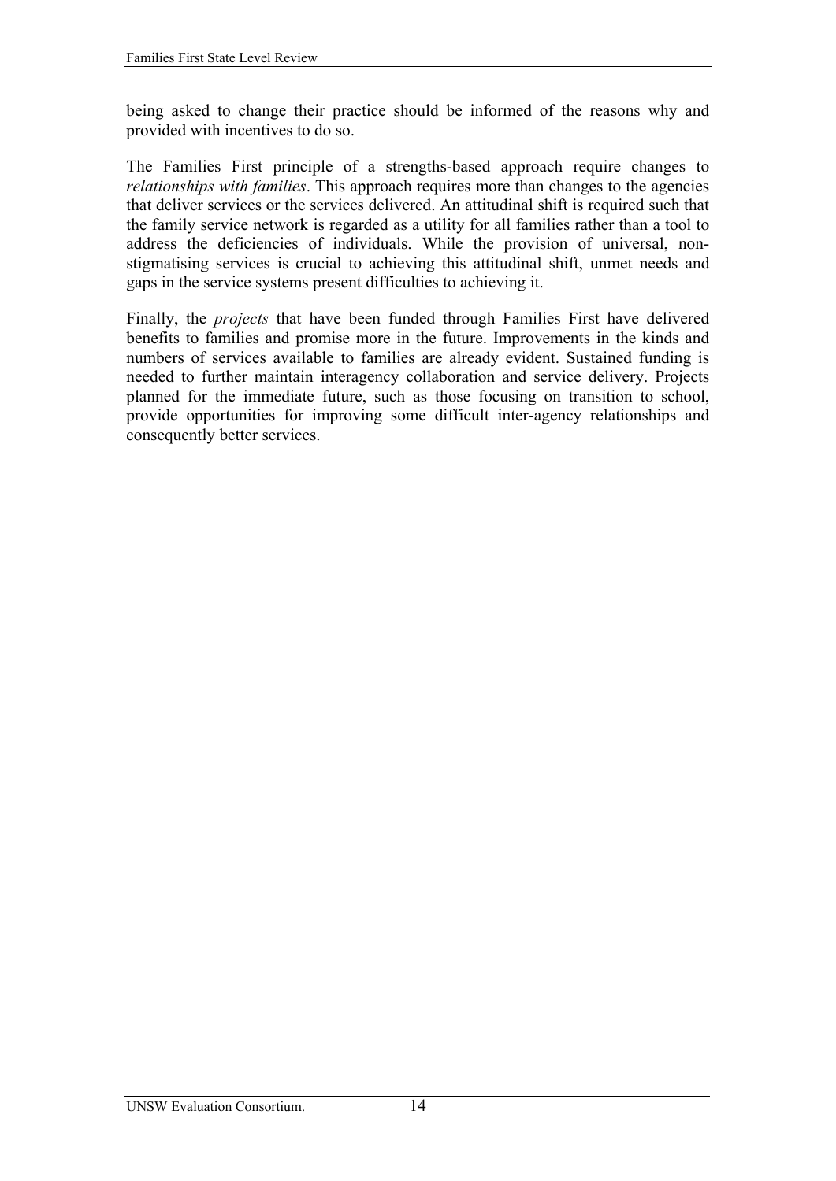being asked to change their practice should be informed of the reasons why and provided with incentives to do so.

The Families First principle of a strengths-based approach require changes to *relationships with families*. This approach requires more than changes to the agencies that deliver services or the services delivered. An attitudinal shift is required such that the family service network is regarded as a utility for all families rather than a tool to address the deficiencies of individuals. While the provision of universal, non-stigmatising services is crucial to achieving this attitudinal shift, unmet needs and gaps in the service systems present difficulties to achieving it.

Finally, the *projects* that have been funded through Families First have delivered benefits to families and promise more in the future. Improvements in the kinds and numbers of services available to families are already evident. Sustained funding is needed to further maintain interagency collaboration and service delivery. Projects planned for the immediate future, such as those focusing on transition to school, provide opportunities for improving some difficult inter-agency relationships and consequently better services.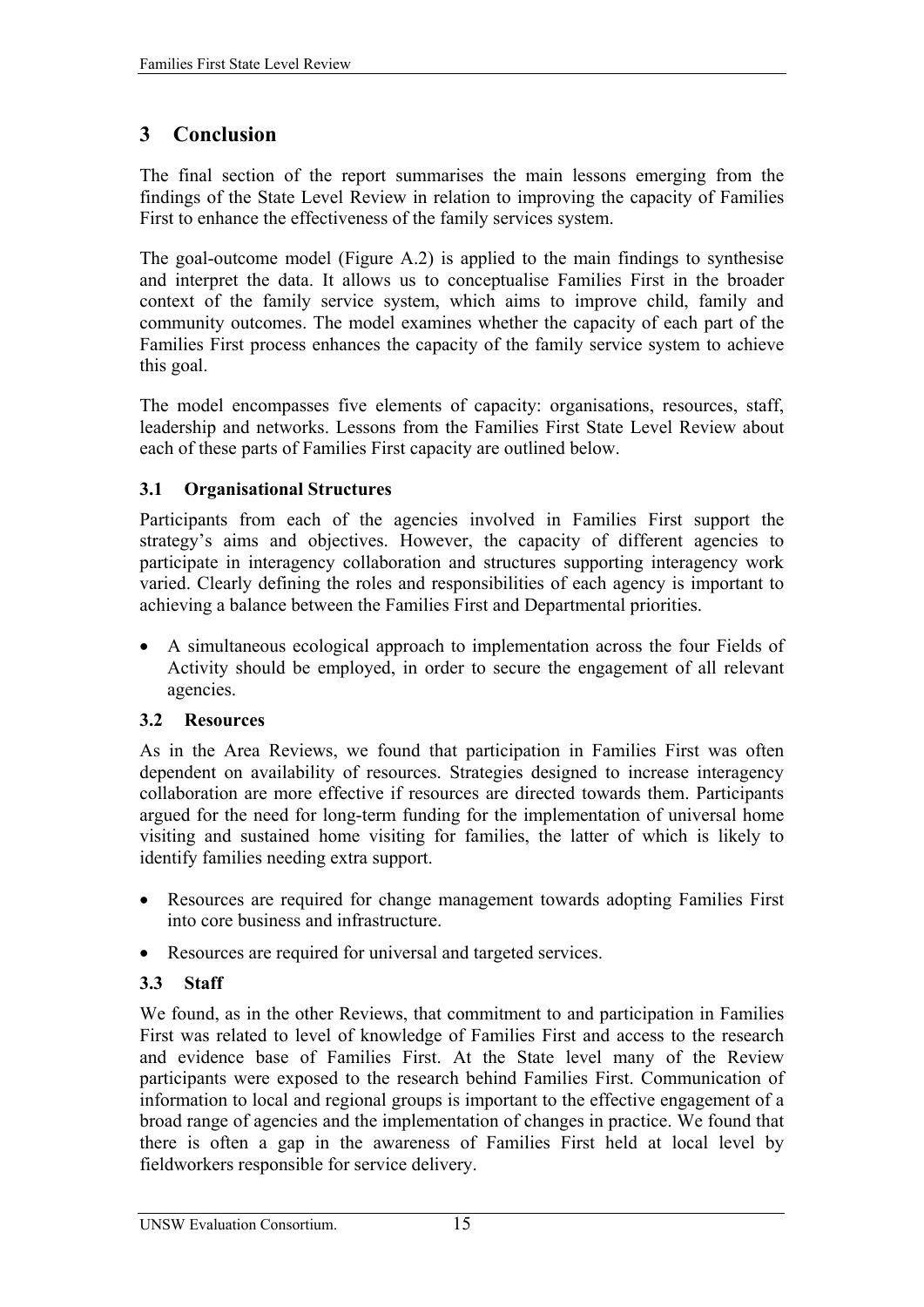# 3 Conclusion

The final section of the report summarises the main lessons emerging from the findings of the State Level Review in relation to improving the capacity of Families First to enhance the effectiveness of the family services system.

The goal-outcome model (Figure A.2) is applied to the main findings to synthesise and interpret the data. It allows us to conceptualise Families First in the broader context of the family service system, which aims to improve child, family and community outcomes. The model examines whether the capacity of each part of the Families First process enhances the capacity of the family service system to achieve this goal.

The model encompasses five elements of capacity: organisations, resources, staff, leadership and networks. Lessons from the Families First State Level Review about each of these parts of Families First capacity are outlined below.

## 3.1 Organisational Structures

Participants from each of the agencies involved in Families First support the strategy's aims and objectives. However, the capacity of different agencies to participate in interagency collaboration and structures supporting interagency work varied. Clearly defining the roles and responsibilities of each agency is important to achieving a balance between the Families First and Departmental priorities.

- A simultaneous ecological approach to implementation across the four Fields of Activity should be employed, in order to secure the engagement of all relevant agencies.

## 3.2 Resources

As in the Area Reviews, we found that participation in Families First was often dependent on availability of resources. Strategies designed to increase interagency collaboration are more effective if resources are directed towards them. Participants argued for the need for long-term funding for the implementation of universal home visiting and sustained home visiting for families, the latter of which is likely to identify families needing extra support.

- Resources are required for change management towards adopting Families First into core business and infrastructure.
- Resources are required for universal and targeted services.

## 3.3 Staff

We found, as in the other Reviews, that commitment to and participation in Families First was related to level of knowledge of Families First and access to the research and evidence base of Families First. At the State level many of the Review participants were exposed to the research behind Families First. Communication of information to local and regional groups is important to the effective engagement of a broad range of agencies and the implementation of changes in practice. We found that there is often a gap in the awareness of Families First held at local level by fieldworkers responsible for service delivery.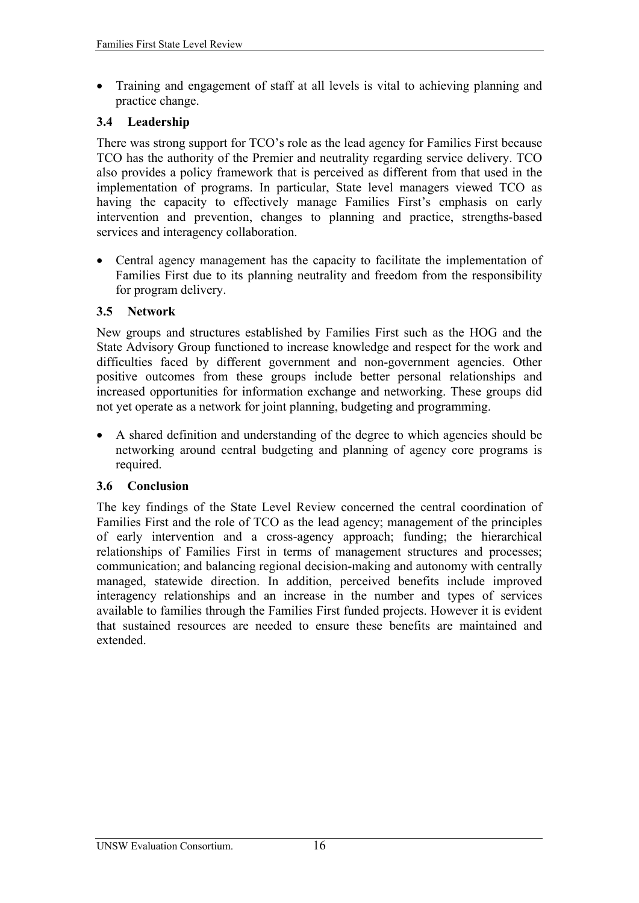- Training and engagement of staff at all levels is vital to achieving planning and practice change.

### 3.4 Leadership

There was strong support for TCO's role as the lead agency for Families First because TCO has the authority of the Premier and neutrality regarding service delivery. TCO also provides a policy framework that is perceived as different from that used in the implementation of programs. In particular, State level managers viewed TCO as having the capacity to effectively manage Families First's emphasis on early intervention and prevention, changes to planning and practice, strengths-based services and interagency collaboration.

- Central agency management has the capacity to facilitate the implementation of Families First due to its planning neutrality and freedom from the responsibility for program delivery.

### 3.5 Network

New groups and structures established by Families First such as the HOG and the State Advisory Group functioned to increase knowledge and respect for the work and difficulties faced by different government and non-government agencies. Other positive outcomes from these groups include better personal relationships and increased opportunities for information exchange and networking. These groups did not yet operate as a network for joint planning, budgeting and programming.

- A shared definition and understanding of the degree to which agencies should be networking around central budgeting and planning of agency core programs is required.

### 3.6 Conclusion

The key findings of the State Level Review concerned the central coordination of Families First and the role of TCO as the lead agency; management of the principles of early intervention and a cross-agency approach; funding; the hierarchical relationships of Families First in terms of management structures and processes; communication; and balancing regional decision-making and autonomy with centrally managed, statewide direction. In addition, perceived benefits include improved interagency relationships and an increase in the number and types of services available to families through the Families First funded projects. However it is evident that sustained resources are needed to ensure these benefits are maintained and extended.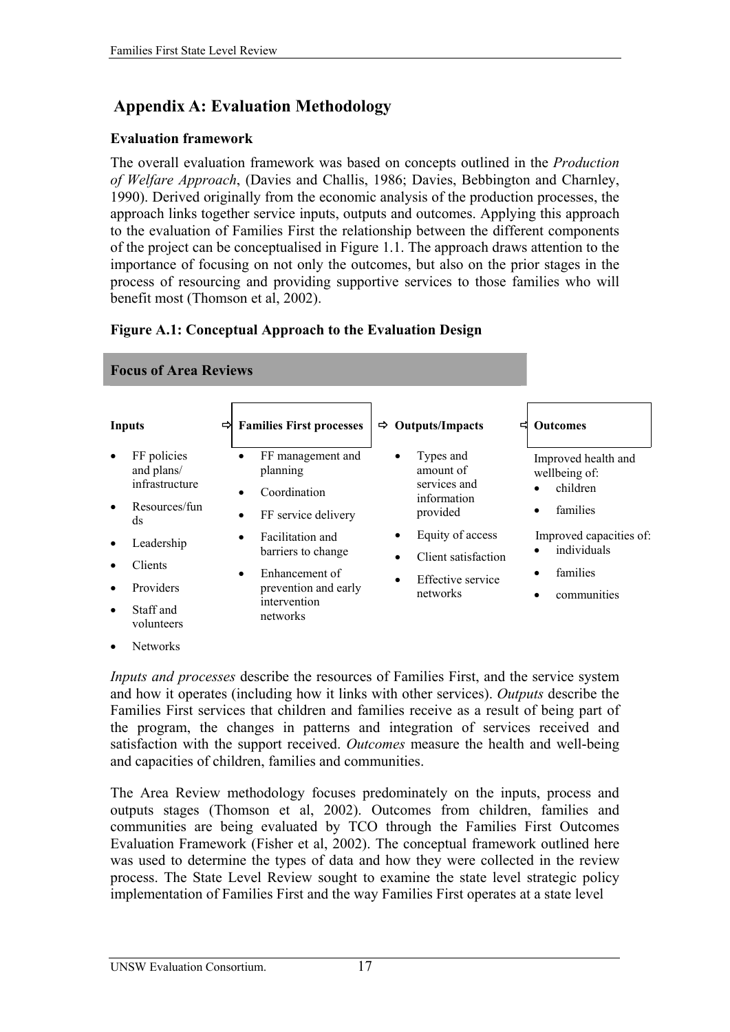## Appendix A: Evaluation Methodology

### Evaluation framework

The overall evaluation framework was based on concepts outlined in the *Production of Welfare Approach*, (Davies and Challis, 1986; Davies, Bebbington and Charnley, 1990). Derived originally from the economic analysis of the production processes, the approach links together service inputs, outputs and outcomes. Applying this approach to the evaluation of Families First the relationship between the different components of the project can be conceptualised in Figure 1.1. The approach draws attention to the importance of focusing on not only the outcomes, but also on the prior stages in the process of resourcing and providing supportive services to those families who will benefit most (Thomson et al, 2002).

**Figure A.1: Conceptual Approach to the Evaluation Design**

**Focus of Area Reviews**

| Inputs ⇨ | Families First processes ⇨ | Outputs/Impacts ⇨ | Outcomes |
|---|---|---|---|
| • FF policies and plans/ infrastructure<br>• Resources/funds<br>• Leadership<br>• Clients<br>• Providers<br>• Staff and volunteers<br>• Networks | • FF management and planning<br>• Coordination<br>• FF service delivery<br>• Facilitation and barriers to change<br>• Enhancement of prevention and early intervention networks | • Types and amount of services and information provided<br>• Equity of access<br>• Client satisfaction<br>• Effective service networks | Improved health and wellbeing of:<br>• children<br>• families<br>Improved capacities of:<br>• individuals<br>• families<br>• communities |

*Inputs and processes* describe the resources of Families First, and the service system and how it operates (including how it links with other services). *Outputs* describe the Families First services that children and families receive as a result of being part of the program, the changes in patterns and integration of services received and satisfaction with the support received. *Outcomes* measure the health and well-being and capacities of children, families and communities.

The Area Review methodology focuses predominately on the inputs, process and outputs stages (Thomson et al, 2002). Outcomes from children, families and communities are being evaluated by TCO through the Families First Outcomes Evaluation Framework (Fisher et al, 2002). The conceptual framework outlined here was used to determine the types of data and how they were collected in the review process. The State Level Review sought to examine the state level strategic policy implementation of Families First and the way Families First operates at a state level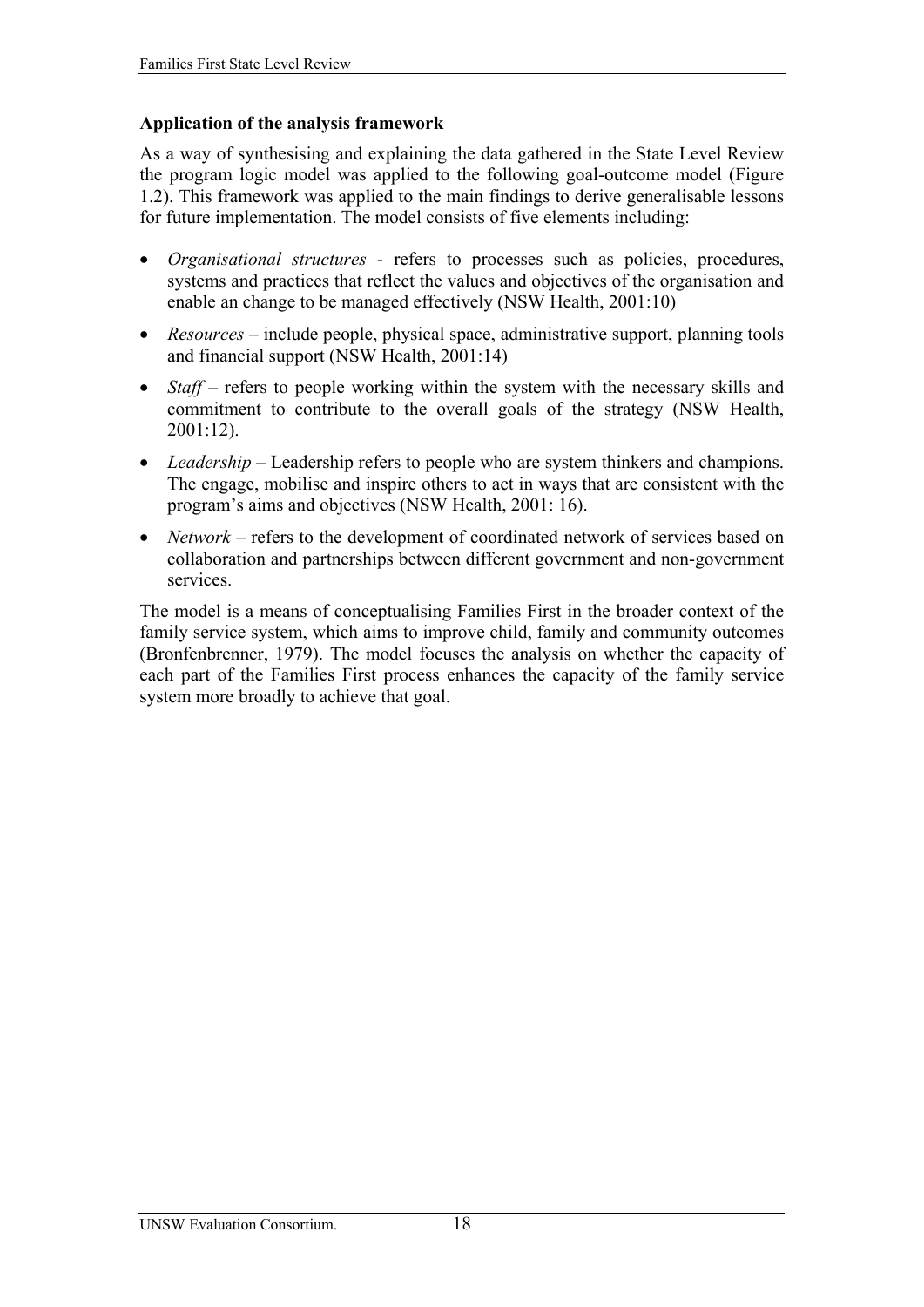**Application of the analysis framework**

As a way of synthesising and explaining the data gathered in the State Level Review the program logic model was applied to the following goal-outcome model (Figure 1.2). This framework was applied to the main findings to derive generalisable lessons for future implementation. The model consists of five elements including:

- *Organisational structures* - refers to processes such as policies, procedures, systems and practices that reflect the values and objectives of the organisation and enable an change to be managed effectively (NSW Health, 2001:10)
- *Resources* – include people, physical space, administrative support, planning tools and financial support (NSW Health, 2001:14)
- *Staff* – refers to people working within the system with the necessary skills and commitment to contribute to the overall goals of the strategy (NSW Health, 2001:12).
- *Leadership* – Leadership refers to people who are system thinkers and champions. The engage, mobilise and inspire others to act in ways that are consistent with the program's aims and objectives (NSW Health, 2001: 16).
- *Network* – refers to the development of coordinated network of services based on collaboration and partnerships between different government and non-government services.

The model is a means of conceptualising Families First in the broader context of the family service system, which aims to improve child, family and community outcomes (Bronfenbrenner, 1979). The model focuses the analysis on whether the capacity of each part of the Families First process enhances the capacity of the family service system more broadly to achieve that goal.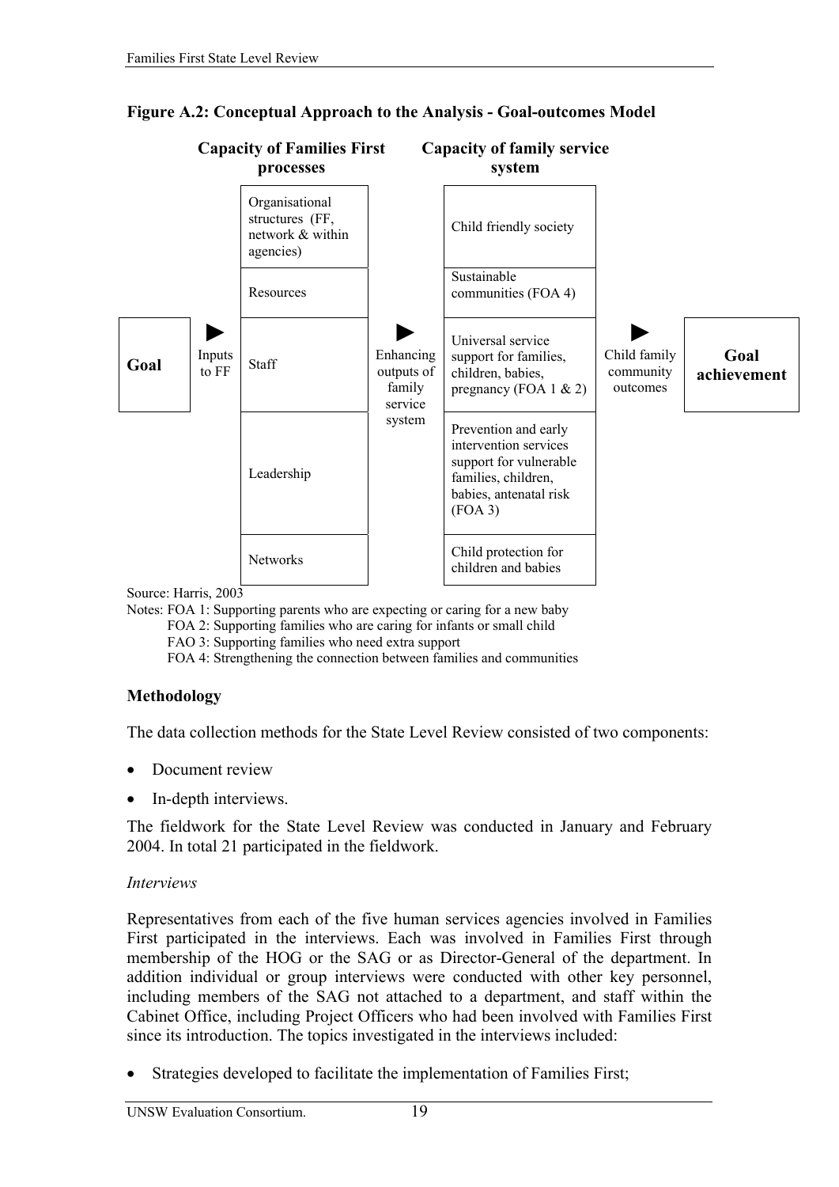**Figure A.2: Conceptual Approach to the Analysis - Goal-outcomes Model**

| | | Capacity of Families First processes | | Capacity of family service system | | |
|---|---|---|---|---|---|---|
| Goal | ► Inputs to FF | Organisational structures (FF, network & within agencies) | ► Enhancing outputs of family service system | Child friendly society | ► Child family community outcomes | Goal achievement |
| | | Resources | | Sustainable communities (FOA 4) | | |
| | | Staff | | Universal service support for families, children, babies, pregnancy (FOA 1 & 2) | | |
| | | Leadership | | Prevention and early intervention services support for vulnerable families, children, babies, antenatal risk (FOA 3) | | |
| | | Networks | | Child protection for children and babies | | |

Source: Harris, 2003

Notes: FOA 1: Supporting parents who are expecting or caring for a new baby

FOA 2: Supporting families who are caring for infants or small child

FAO 3: Supporting families who need extra support

FOA 4: Strengthening the connection between families and communities

### Methodology

The data collection methods for the State Level Review consisted of two components:

- Document review
- In-depth interviews.

The fieldwork for the State Level Review was conducted in January and February 2004. In total 21 participated in the fieldwork.

*Interviews*

Representatives from each of the five human services agencies involved in Families First participated in the interviews. Each was involved in Families First through membership of the HOG or the SAG or as Director-General of the department. In addition individual or group interviews were conducted with other key personnel, including members of the SAG not attached to a department, and staff within the Cabinet Office, including Project Officers who had been involved with Families First since its introduction. The topics investigated in the interviews included:

- Strategies developed to facilitate the implementation of Families First;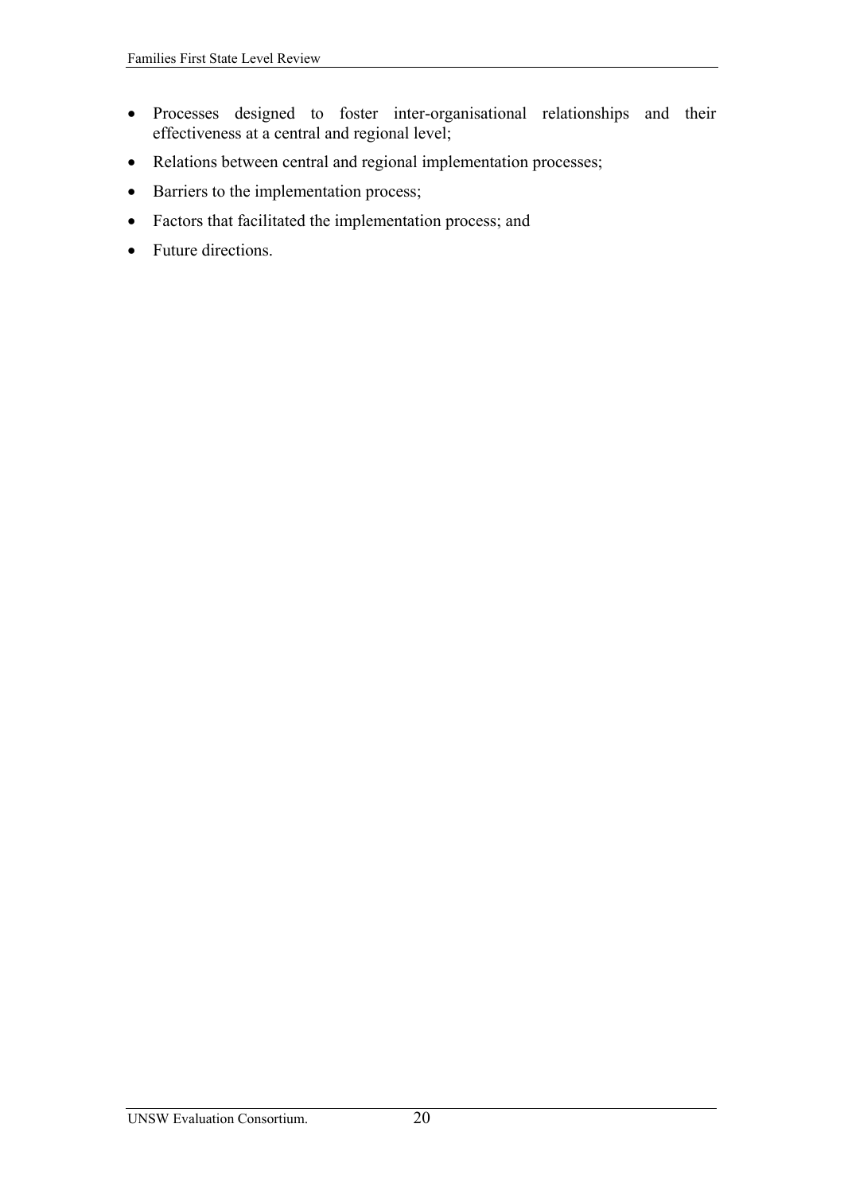- Processes designed to foster inter-organisational relationships and their effectiveness at a central and regional level;
- Relations between central and regional implementation processes;
- Barriers to the implementation process;
- Factors that facilitated the implementation process; and
- Future directions.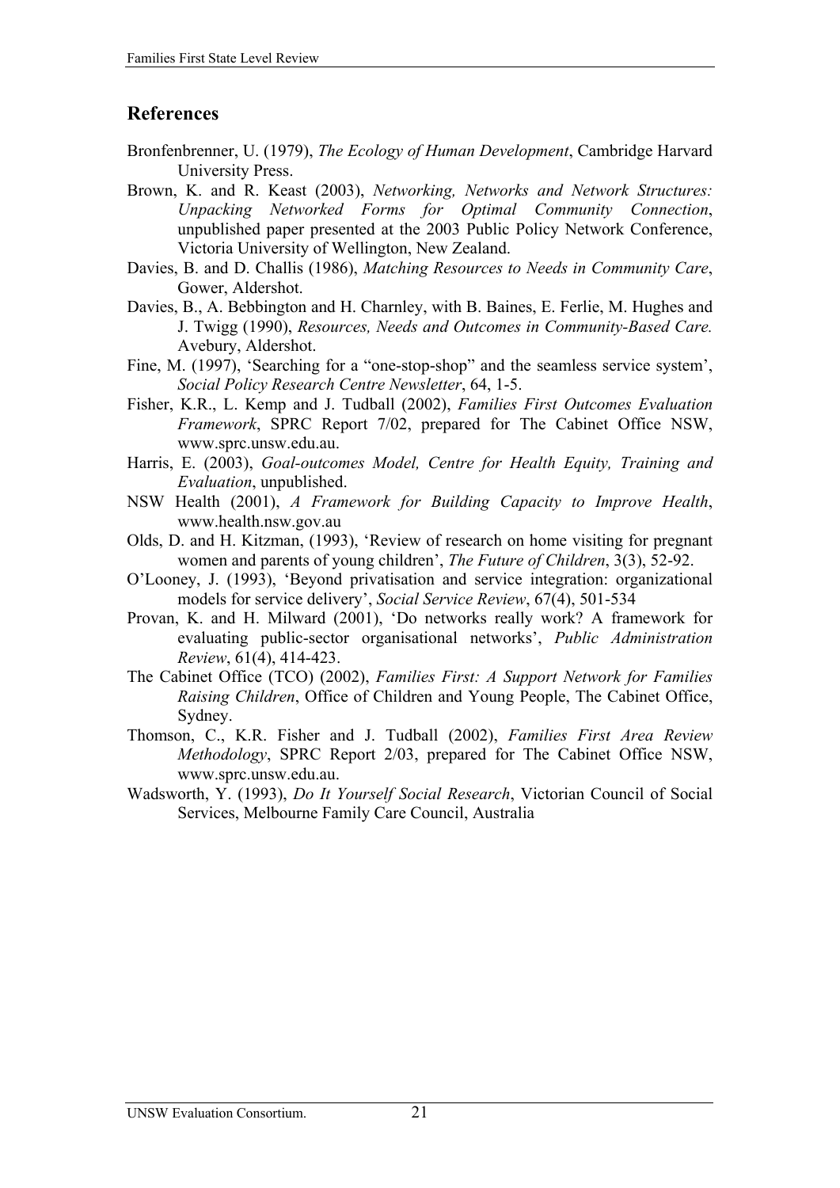## References

Bronfenbrenner, U. (1979), *The Ecology of Human Development*, Cambridge Harvard University Press.

Brown, K. and R. Keast (2003), *Networking, Networks and Network Structures: Unpacking Networked Forms for Optimal Community Connection*, unpublished paper presented at the 2003 Public Policy Network Conference, Victoria University of Wellington, New Zealand.

Davies, B. and D. Challis (1986), *Matching Resources to Needs in Community Care*, Gower, Aldershot.

Davies, B., A. Bebbington and H. Charnley, with B. Baines, E. Ferlie, M. Hughes and J. Twigg (1990), *Resources, Needs and Outcomes in Community-Based Care.* Avebury, Aldershot.

Fine, M. (1997), 'Searching for a "one-stop-shop" and the seamless service system', *Social Policy Research Centre Newsletter*, 64, 1-5.

Fisher, K.R., L. Kemp and J. Tudball (2002), *Families First Outcomes Evaluation Framework*, SPRC Report 7/02, prepared for The Cabinet Office NSW, www.sprc.unsw.edu.au.

Harris, E. (2003), *Goal-outcomes Model, Centre for Health Equity, Training and Evaluation*, unpublished.

NSW Health (2001), *A Framework for Building Capacity to Improve Health*, www.health.nsw.gov.au

Olds, D. and H. Kitzman, (1993), 'Review of research on home visiting for pregnant women and parents of young children', *The Future of Children*, 3(3), 52-92.

O'Looney, J. (1993), 'Beyond privatisation and service integration: organizational models for service delivery', *Social Service Review*, 67(4), 501-534

Provan, K. and H. Milward (2001), 'Do networks really work? A framework for evaluating public-sector organisational networks', *Public Administration Review*, 61(4), 414-423.

The Cabinet Office (TCO) (2002), *Families First: A Support Network for Families Raising Children*, Office of Children and Young People, The Cabinet Office, Sydney.

Thomson, C., K.R. Fisher and J. Tudball (2002), *Families First Area Review Methodology*, SPRC Report 2/03, prepared for The Cabinet Office NSW, www.sprc.unsw.edu.au.

Wadsworth, Y. (1993), *Do It Yourself Social Research*, Victorian Council of Social Services, Melbourne Family Care Council, Australia